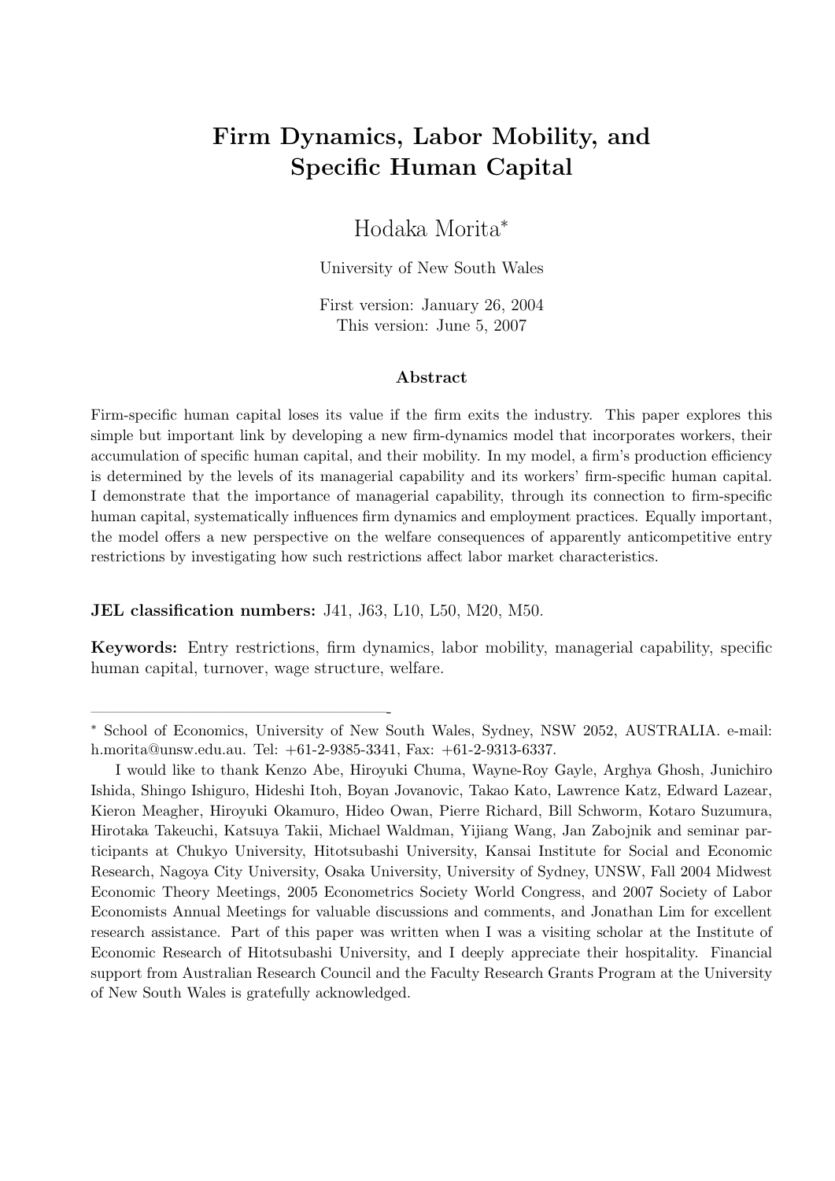# Firm Dynamics, Labor Mobility, and Specific Human Capital

Hodaka Morita*

University of New South Wales

First version: January 26, 2004
This version: June 5, 2007

## Abstract

Firm-specific human capital loses its value if the firm exits the industry. This paper explores this simple but important link by developing a new firm-dynamics model that incorporates workers, their accumulation of specific human capital, and their mobility. In my model, a firm's production efficiency is determined by the levels of its managerial capability and its workers' firm-specific human capital. I demonstrate that the importance of managerial capability, through its connection to firm-specific human capital, systematically influences firm dynamics and employment practices. Equally important, the model offers a new perspective on the welfare consequences of apparently anticompetitive entry restrictions by investigating how such restrictions affect labor market characteristics.

**JEL classification numbers:** J41, J63, L10, L50, M20, M50.

**Keywords:** Entry restrictions, firm dynamics, labor mobility, managerial capability, specific human capital, turnover, wage structure, welfare.

---

* School of Economics, University of New South Wales, Sydney, NSW 2052, AUSTRALIA. e-mail: h.morita@unsw.edu.au. Tel: +61-2-9385-3341, Fax: +61-2-9313-6337.

I would like to thank Kenzo Abe, Hiroyuki Chuma, Wayne-Roy Gayle, Arghya Ghosh, Junichiro Ishida, Shingo Ishiguro, Hideshi Itoh, Boyan Jovanovic, Takao Kato, Lawrence Katz, Edward Lazear, Kieron Meagher, Hiroyuki Okamuro, Hideo Owan, Pierre Richard, Bill Schworm, Kotaro Suzumura, Hirotaka Takeuchi, Katsuya Takii, Michael Waldman, Yijiang Wang, Jan Zabojnik and seminar participants at Chukyo University, Hitotsubashi University, Kansai Institute for Social and Economic Research, Nagoya City University, Osaka University, University of Sydney, UNSW, Fall 2004 Midwest Economic Theory Meetings, 2005 Econometrics Society World Congress, and 2007 Society of Labor Economists Annual Meetings for valuable discussions and comments, and Jonathan Lim for excellent research assistance. Part of this paper was written when I was a visiting scholar at the Institute of Economic Research of Hitotsubashi University, and I deeply appreciate their hospitality. Financial support from Australian Research Council and the Faculty Research Grants Program at the University of New South Wales is gratefully acknowledged.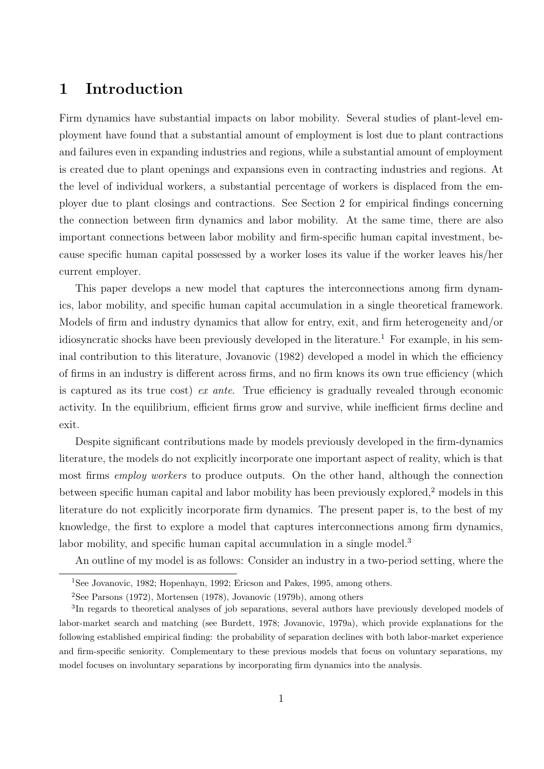# 1 Introduction

Firm dynamics have substantial impacts on labor mobility. Several studies of plant-level employment have found that a substantial amount of employment is lost due to plant contractions and failures even in expanding industries and regions, while a substantial amount of employment is created due to plant openings and expansions even in contracting industries and regions. At the level of individual workers, a substantial percentage of workers is displaced from the employer due to plant closings and contractions. See Section 2 for empirical findings concerning the connection between firm dynamics and labor mobility. At the same time, there are also important connections between labor mobility and firm-specific human capital investment, because specific human capital possessed by a worker loses its value if the worker leaves his/her current employer.

This paper develops a new model that captures the interconnections among firm dynamics, labor mobility, and specific human capital accumulation in a single theoretical framework. Models of firm and industry dynamics that allow for entry, exit, and firm heterogeneity and/or idiosyncratic shocks have been previously developed in the literature.[1] For example, in his seminal contribution to this literature, Jovanovic (1982) developed a model in which the efficiency of firms in an industry is different across firms, and no firm knows its own true efficiency (which is captured as its true cost) *ex ante*. True efficiency is gradually revealed through economic activity. In the equilibrium, efficient firms grow and survive, while inefficient firms decline and exit.

Despite significant contributions made by models previously developed in the firm-dynamics literature, the models do not explicitly incorporate one important aspect of reality, which is that most firms *employ workers* to produce outputs. On the other hand, although the connection between specific human capital and labor mobility has been previously explored,[2] models in this literature do not explicitly incorporate firm dynamics. The present paper is, to the best of my knowledge, the first to explore a model that captures interconnections among firm dynamics, labor mobility, and specific human capital accumulation in a single model.[3]

An outline of my model is as follows: Consider an industry in a two-period setting, where the

[1] See Jovanovic, 1982; Hopenhayn, 1992; Ericson and Pakes, 1995, among others.

[2] See Parsons (1972), Mortensen (1978), Jovanovic (1979b), among others

[3] In regards to theoretical analyses of job separations, several authors have previously developed models of labor-market search and matching (see Burdett, 1978; Jovanovic, 1979a), which provide explanations for the following established empirical finding: the probability of separation declines with both labor-market experience and firm-specific seniority. Complementary to these previous models that focus on voluntary separations, my model focuses on involuntary separations by incorporating firm dynamics into the analysis.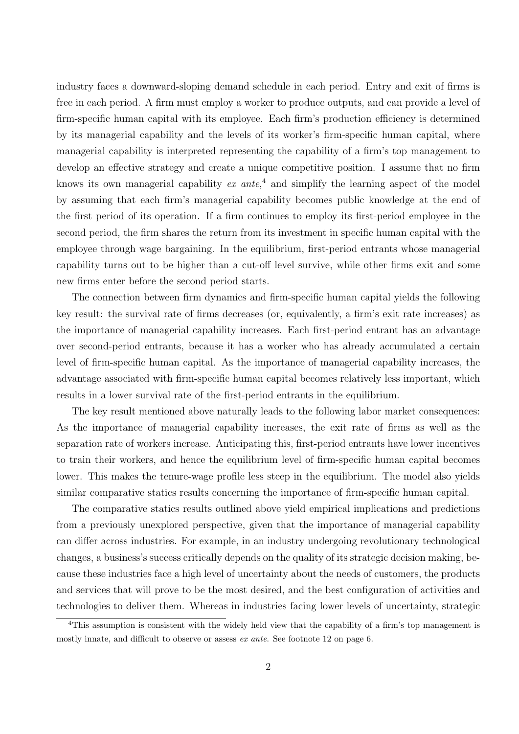industry faces a downward-sloping demand schedule in each period. Entry and exit of firms is free in each period. A firm must employ a worker to produce outputs, and can provide a level of firm-specific human capital with its employee. Each firm's production efficiency is determined by its managerial capability and the levels of its worker's firm-specific human capital, where managerial capability is interpreted representing the capability of a firm's top management to develop an effective strategy and create a unique competitive position. I assume that no firm knows its own managerial capability *ex ante*,[4] and simplify the learning aspect of the model by assuming that each firm's managerial capability becomes public knowledge at the end of the first period of its operation. If a firm continues to employ its first-period employee in the second period, the firm shares the return from its investment in specific human capital with the employee through wage bargaining. In the equilibrium, first-period entrants whose managerial capability turns out to be higher than a cut-off level survive, while other firms exit and some new firms enter before the second period starts.

The connection between firm dynamics and firm-specific human capital yields the following key result: the survival rate of firms decreases (or, equivalently, a firm's exit rate increases) as the importance of managerial capability increases. Each first-period entrant has an advantage over second-period entrants, because it has a worker who has already accumulated a certain level of firm-specific human capital. As the importance of managerial capability increases, the advantage associated with firm-specific human capital becomes relatively less important, which results in a lower survival rate of the first-period entrants in the equilibrium.

The key result mentioned above naturally leads to the following labor market consequences: As the importance of managerial capability increases, the exit rate of firms as well as the separation rate of workers increase. Anticipating this, first-period entrants have lower incentives to train their workers, and hence the equilibrium level of firm-specific human capital becomes lower. This makes the tenure-wage profile less steep in the equilibrium. The model also yields similar comparative statics results concerning the importance of firm-specific human capital.

The comparative statics results outlined above yield empirical implications and predictions from a previously unexplored perspective, given that the importance of managerial capability can differ across industries. For example, in an industry undergoing revolutionary technological changes, a business's success critically depends on the quality of its strategic decision making, because these industries face a high level of uncertainty about the needs of customers, the products and services that will prove to be the most desired, and the best configuration of activities and technologies to deliver them. Whereas in industries facing lower levels of uncertainty, strategic

[4]This assumption is consistent with the widely held view that the capability of a firm's top management is mostly innate, and difficult to observe or assess *ex ante*. See footnote 12 on page 6.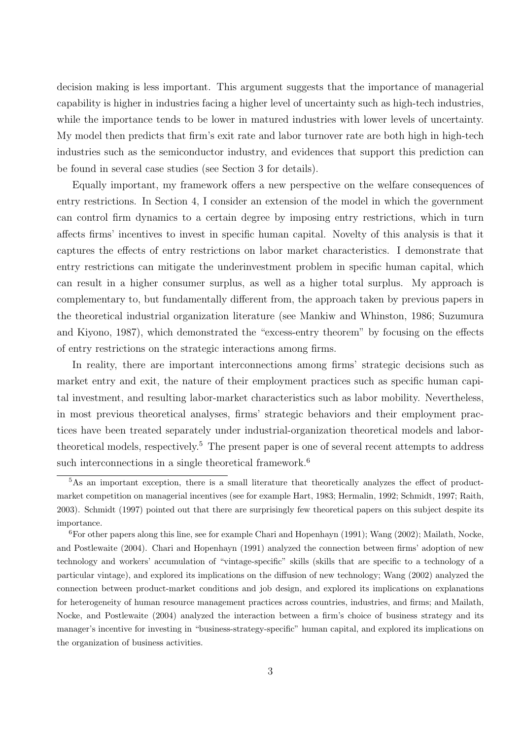decision making is less important. This argument suggests that the importance of managerial capability is higher in industries facing a higher level of uncertainty such as high-tech industries, while the importance tends to be lower in matured industries with lower levels of uncertainty. My model then predicts that firm's exit rate and labor turnover rate are both high in high-tech industries such as the semiconductor industry, and evidences that support this prediction can be found in several case studies (see Section 3 for details).

Equally important, my framework offers a new perspective on the welfare consequences of entry restrictions. In Section 4, I consider an extension of the model in which the government can control firm dynamics to a certain degree by imposing entry restrictions, which in turn affects firms' incentives to invest in specific human capital. Novelty of this analysis is that it captures the effects of entry restrictions on labor market characteristics. I demonstrate that entry restrictions can mitigate the underinvestment problem in specific human capital, which can result in a higher consumer surplus, as well as a higher total surplus. My approach is complementary to, but fundamentally different from, the approach taken by previous papers in the theoretical industrial organization literature (see Mankiw and Whinston, 1986; Suzumura and Kiyono, 1987), which demonstrated the "excess-entry theorem" by focusing on the effects of entry restrictions on the strategic interactions among firms.

In reality, there are important interconnections among firms' strategic decisions such as market entry and exit, the nature of their employment practices such as specific human capital investment, and resulting labor-market characteristics such as labor mobility. Nevertheless, in most previous theoretical analyses, firms' strategic behaviors and their employment practices have been treated separately under industrial-organization theoretical models and labor-theoretical models, respectively.[5] The present paper is one of several recent attempts to address such interconnections in a single theoretical framework.[6]

[5]As an important exception, there is a small literature that theoretically analyzes the effect of product-market competition on managerial incentives (see for example Hart, 1983; Hermalin, 1992; Schmidt, 1997; Raith, 2003). Schmidt (1997) pointed out that there are surprisingly few theoretical papers on this subject despite its importance.

[6]For other papers along this line, see for example Chari and Hopenhayn (1991); Wang (2002); Mailath, Nocke, and Postlewaite (2004). Chari and Hopenhayn (1991) analyzed the connection between firms' adoption of new technology and workers' accumulation of "vintage-specific" skills (skills that are specific to a technology of a particular vintage), and explored its implications on the diffusion of new technology; Wang (2002) analyzed the connection between product-market conditions and job design, and explored its implications on explanations for heterogeneity of human resource management practices across countries, industries, and firms; and Mailath, Nocke, and Postlewaite (2004) analyzed the interaction between a firm's choice of business strategy and its manager's incentive for investing in "business-strategy-specific" human capital, and explored its implications on the organization of business activities.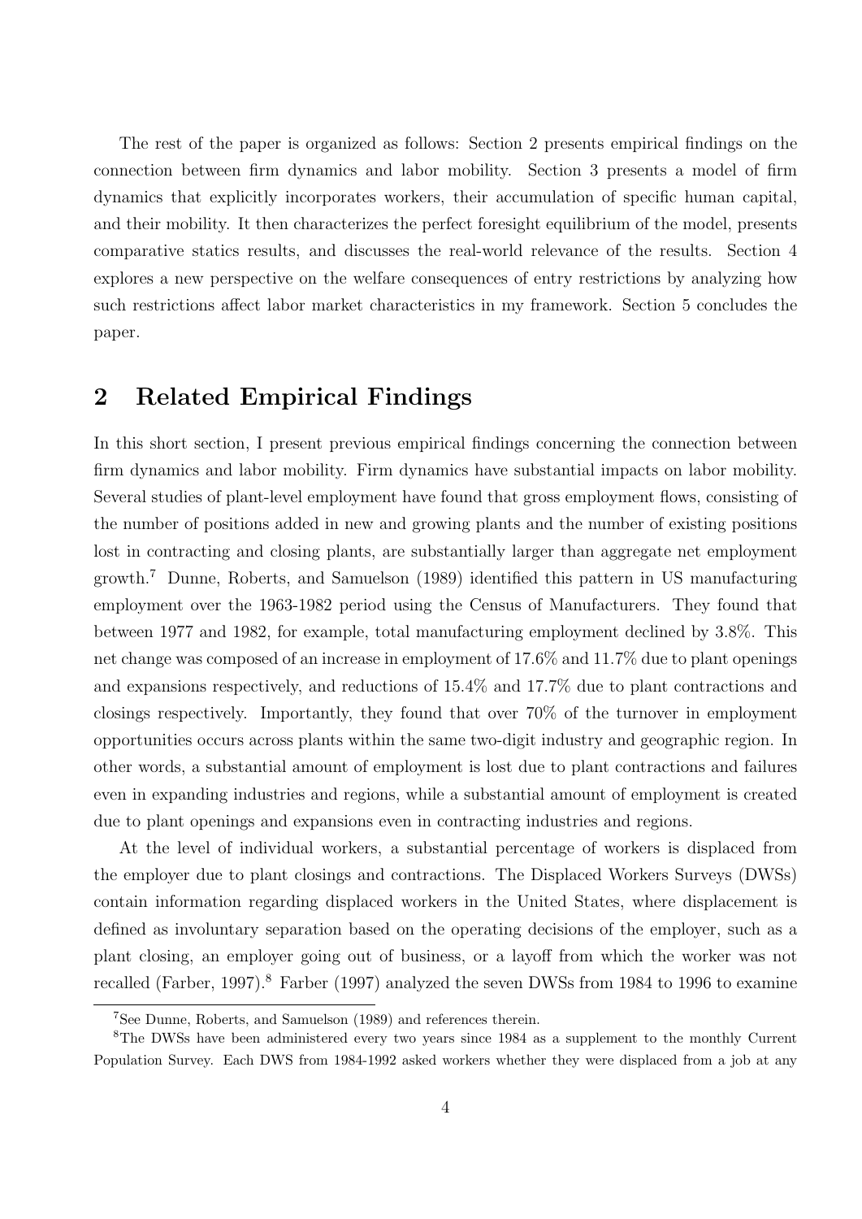The rest of the paper is organized as follows: Section 2 presents empirical findings on the connection between firm dynamics and labor mobility. Section 3 presents a model of firm dynamics that explicitly incorporates workers, their accumulation of specific human capital, and their mobility. It then characterizes the perfect foresight equilibrium of the model, presents comparative statics results, and discusses the real-world relevance of the results. Section 4 explores a new perspective on the welfare consequences of entry restrictions by analyzing how such restrictions affect labor market characteristics in my framework. Section 5 concludes the paper.

## 2 Related Empirical Findings

In this short section, I present previous empirical findings concerning the connection between firm dynamics and labor mobility. Firm dynamics have substantial impacts on labor mobility. Several studies of plant-level employment have found that gross employment flows, consisting of the number of positions added in new and growing plants and the number of existing positions lost in contracting and closing plants, are substantially larger than aggregate net employment growth.[7] Dunne, Roberts, and Samuelson (1989) identified this pattern in US manufacturing employment over the 1963-1982 period using the Census of Manufacturers. They found that between 1977 and 1982, for example, total manufacturing employment declined by 3.8%. This net change was composed of an increase in employment of 17.6% and 11.7% due to plant openings and expansions respectively, and reductions of 15.4% and 17.7% due to plant contractions and closings respectively. Importantly, they found that over 70% of the turnover in employment opportunities occurs across plants within the same two-digit industry and geographic region. In other words, a substantial amount of employment is lost due to plant contractions and failures even in expanding industries and regions, while a substantial amount of employment is created due to plant openings and expansions even in contracting industries and regions.

At the level of individual workers, a substantial percentage of workers is displaced from the employer due to plant closings and contractions. The Displaced Workers Surveys (DWSs) contain information regarding displaced workers in the United States, where displacement is defined as involuntary separation based on the operating decisions of the employer, such as a plant closing, an employer going out of business, or a layoff from which the worker was not recalled (Farber, 1997).[8] Farber (1997) analyzed the seven DWSs from 1984 to 1996 to examine

[7] See Dunne, Roberts, and Samuelson (1989) and references therein.

[8] The DWSs have been administered every two years since 1984 as a supplement to the monthly Current Population Survey. Each DWS from 1984-1992 asked workers whether they were displaced from a job at any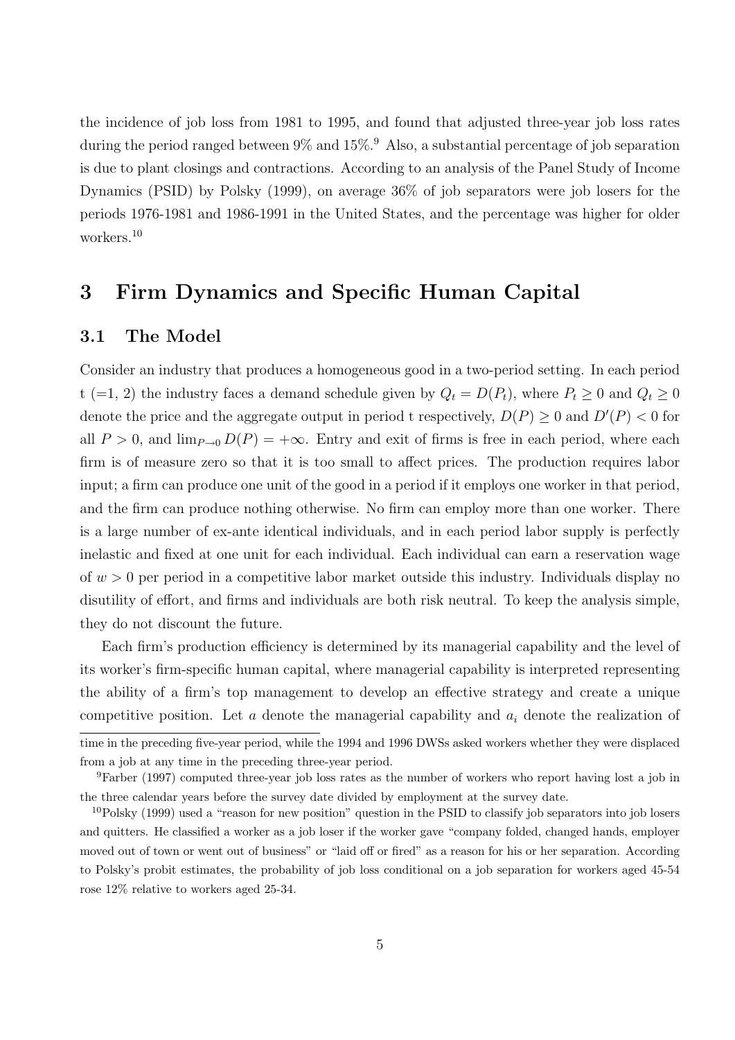the incidence of job loss from 1981 to 1995, and found that adjusted three-year job loss rates during the period ranged between 9% and 15%.[9] Also, a substantial percentage of job separation is due to plant closings and contractions. According to an analysis of the Panel Study of Income Dynamics (PSID) by Polsky (1999), on average 36% of job separators were job losers for the periods 1976-1981 and 1986-1991 in the United States, and the percentage was higher for older workers.[10]

# 3 Firm Dynamics and Specific Human Capital

## 3.1 The Model

Consider an industry that produces a homogeneous good in a two-period setting. In each period t (=1, 2) the industry faces a demand schedule given by $Q_t = D(P_t)$, where $P_t \geq 0$ and $Q_t \geq 0$ denote the price and the aggregate output in period t respectively, $D(P) \geq 0$ and $D'(P) < 0$ for all $P > 0$, and $\lim_{P \to 0} D(P) = +\infty$. Entry and exit of firms is free in each period, where each firm is of measure zero so that it is too small to affect prices. The production requires labor input; a firm can produce one unit of the good in a period if it employs one worker in that period, and the firm can produce nothing otherwise. No firm can employ more than one worker. There is a large number of ex-ante identical individuals, and in each period labor supply is perfectly inelastic and fixed at one unit for each individual. Each individual can earn a reservation wage of $w > 0$ per period in a competitive labor market outside this industry. Individuals display no disutility of effort, and firms and individuals are both risk neutral. To keep the analysis simple, they do not discount the future.

Each firm's production efficiency is determined by its managerial capability and the level of its worker's firm-specific human capital, where managerial capability is interpreted representing the ability of a firm's top management to develop an effective strategy and create a unique competitive position. Let $a$ denote the managerial capability and $a_i$ denote the realization of

---

time in the preceding five-year period, while the 1994 and 1996 DWSs asked workers whether they were displaced from a job at any time in the preceding three-year period.

[9] Farber (1997) computed three-year job loss rates as the number of workers who report having lost a job in the three calendar years before the survey date divided by employment at the survey date.

[10] Polsky (1999) used a "reason for new position" question in the PSID to classify job separators into job losers and quitters. He classified a worker as a job loser if the worker gave "company folded, changed hands, employer moved out of town or went out of business" or "laid off or fired" as a reason for his or her separation. According to Polsky's probit estimates, the probability of job loss conditional on a job separation for workers aged 45-54 rose 12% relative to workers aged 25-34.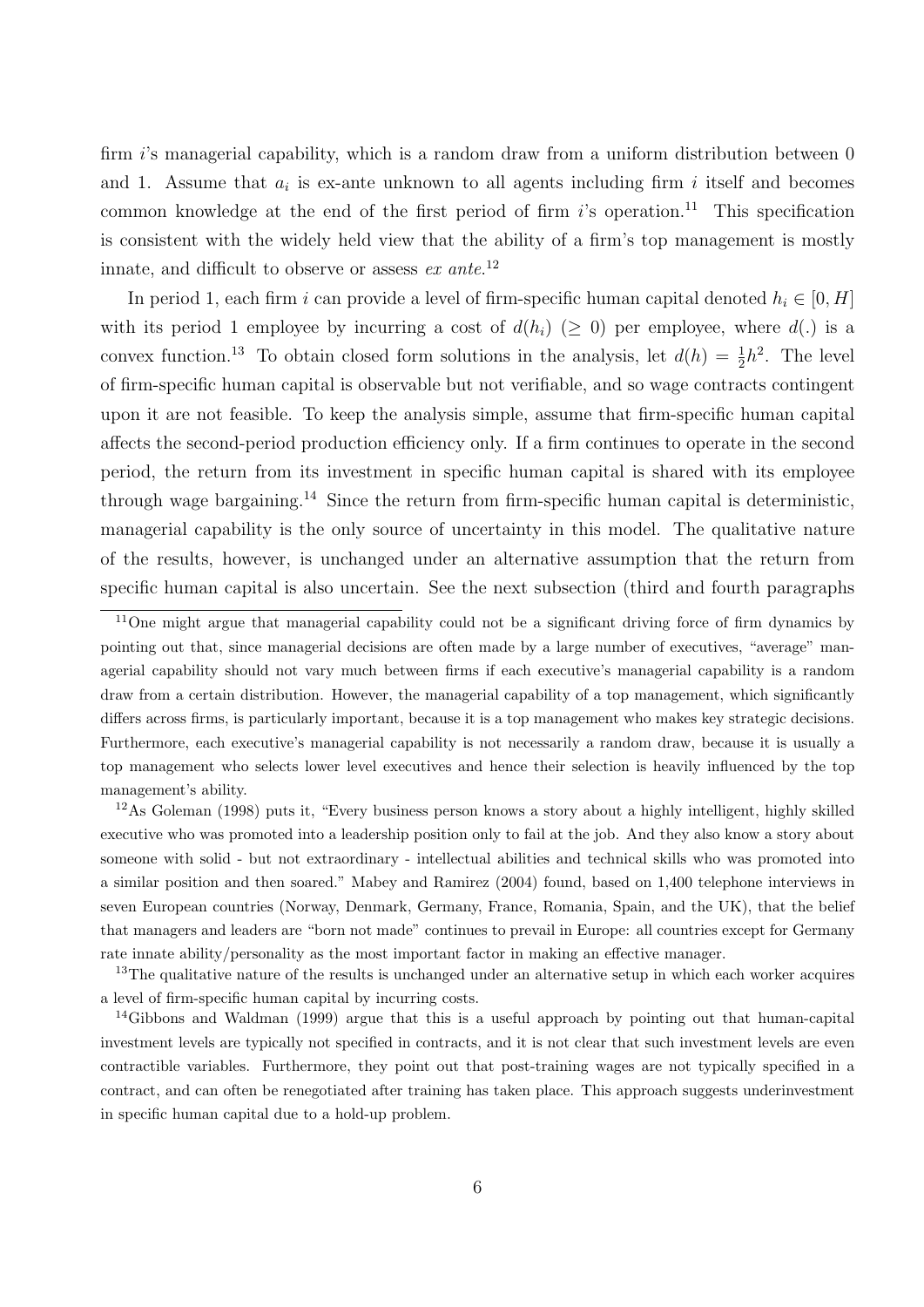firm $i$'s managerial capability, which is a random draw from a uniform distribution between 0 and 1. Assume that $a_i$ is ex-ante unknown to all agents including firm $i$ itself and becomes common knowledge at the end of the first period of firm $i$'s operation.[11] This specification is consistent with the widely held view that the ability of a firm's top management is mostly innate, and difficult to observe or assess *ex ante*.[12]

In period 1, each firm $i$ can provide a level of firm-specific human capital denoted $h_i \in [0, H]$ with its period 1 employee by incurring a cost of $d(h_i)$ ($\geq 0$) per employee, where $d(.)$ is a convex function.[13] To obtain closed form solutions in the analysis, let $d(h) = \frac{1}{2}h^2$. The level of firm-specific human capital is observable but not verifiable, and so wage contracts contingent upon it are not feasible. To keep the analysis simple, assume that firm-specific human capital affects the second-period production efficiency only. If a firm continues to operate in the second period, the return from its investment in specific human capital is shared with its employee through wage bargaining.[14] Since the return from firm-specific human capital is deterministic, managerial capability is the only source of uncertainty in this model. The qualitative nature of the results, however, is unchanged under an alternative assumption that the return from specific human capital is also uncertain. See the next subsection (third and fourth paragraphs

---

[11] One might argue that managerial capability could not be a significant driving force of firm dynamics by pointing out that, since managerial decisions are often made by a large number of executives, "average" managerial capability should not vary much between firms if each executive's managerial capability is a random draw from a certain distribution. However, the managerial capability of a top management, which significantly differs across firms, is particularly important, because it is a top management who makes key strategic decisions. Furthermore, each executive's managerial capability is not necessarily a random draw, because it is usually a top management who selects lower level executives and hence their selection is heavily influenced by the top management's ability.

[12] As Goleman (1998) puts it, "Every business person knows a story about a highly intelligent, highly skilled executive who was promoted into a leadership position only to fail at the job. And they also know a story about someone with solid - but not extraordinary - intellectual abilities and technical skills who was promoted into a similar position and then soared." Mabey and Ramirez (2004) found, based on 1,400 telephone interviews in seven European countries (Norway, Denmark, Germany, France, Romania, Spain, and the UK), that the belief that managers and leaders are "born not made" continues to prevail in Europe: all countries except for Germany rate innate ability/personality as the most important factor in making an effective manager.

[13] The qualitative nature of the results is unchanged under an alternative setup in which each worker acquires a level of firm-specific human capital by incurring costs.

[14] Gibbons and Waldman (1999) argue that this is a useful approach by pointing out that human-capital investment levels are typically not specified in contracts, and it is not clear that such investment levels are even contractible variables. Furthermore, they point out that post-training wages are not typically specified in a contract, and can often be renegotiated after training has taken place. This approach suggests underinvestment in specific human capital due to a hold-up problem.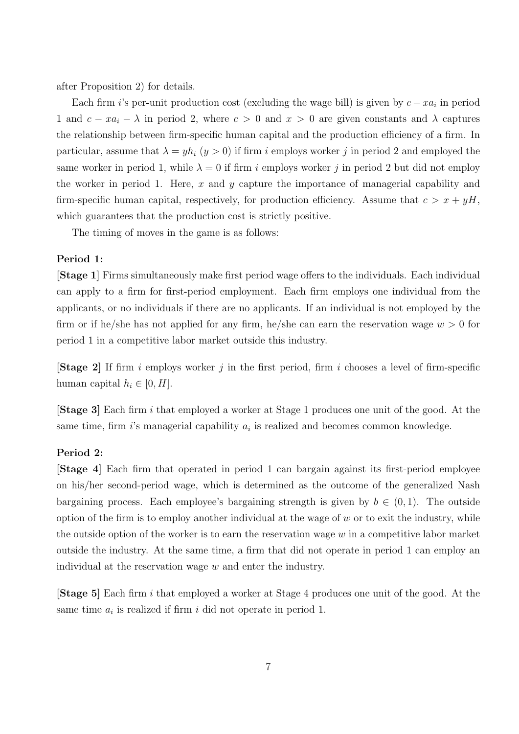after Proposition 2) for details.

Each firm $i$'s per-unit production cost (excluding the wage bill) is given by $c - xa_i$ in period 1 and $c - xa_i - \lambda$ in period 2, where $c > 0$ and $x > 0$ are given constants and $\lambda$ captures the relationship between firm-specific human capital and the production efficiency of a firm. In particular, assume that $\lambda = yh_i$ ($y > 0$) if firm $i$ employs worker $j$ in period 2 and employed the same worker in period 1, while $\lambda = 0$ if firm $i$ employs worker $j$ in period 2 but did not employ the worker in period 1. Here, $x$ and $y$ capture the importance of managerial capability and firm-specific human capital, respectively, for production efficiency. Assume that $c > x + yH$, which guarantees that the production cost is strictly positive.

The timing of moves in the game is as follows:

**Period 1:**

**[Stage 1]** Firms simultaneously make first period wage offers to the individuals. Each individual can apply to a firm for first-period employment. Each firm employs one individual from the applicants, or no individuals if there are no applicants. If an individual is not employed by the firm or if he/she has not applied for any firm, he/she can earn the reservation wage $w > 0$ for period 1 in a competitive labor market outside this industry.

**[Stage 2]** If firm $i$ employs worker $j$ in the first period, firm $i$ chooses a level of firm-specific human capital $h_i \in [0, H]$.

**[Stage 3]** Each firm $i$ that employed a worker at Stage 1 produces one unit of the good. At the same time, firm $i$'s managerial capability $a_i$ is realized and becomes common knowledge.

**Period 2:**

**[Stage 4]** Each firm that operated in period 1 can bargain against its first-period employee on his/her second-period wage, which is determined as the outcome of the generalized Nash bargaining process. Each employee's bargaining strength is given by $b \in (0, 1)$. The outside option of the firm is to employ another individual at the wage of $w$ or to exit the industry, while the outside option of the worker is to earn the reservation wage $w$ in a competitive labor market outside the industry. At the same time, a firm that did not operate in period 1 can employ an individual at the reservation wage $w$ and enter the industry.

**[Stage 5]** Each firm $i$ that employed a worker at Stage 4 produces one unit of the good. At the same time $a_i$ is realized if firm $i$ did not operate in period 1.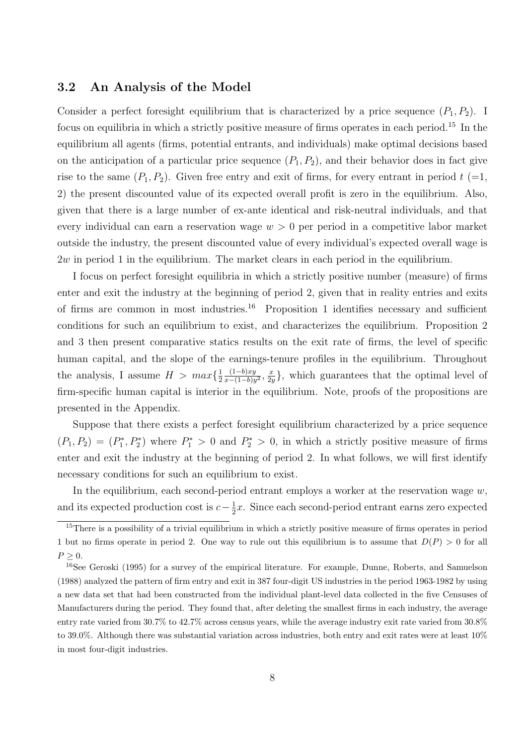### 3.2 An Analysis of the Model

Consider a perfect foresight equilibrium that is characterized by a price sequence $(P_1, P_2)$. I focus on equilibria in which a strictly positive measure of firms operates in each period.[15] In the equilibrium all agents (firms, potential entrants, and individuals) make optimal decisions based on the anticipation of a particular price sequence $(P_1, P_2)$, and their behavior does in fact give rise to the same $(P_1, P_2)$. Given free entry and exit of firms, for every entrant in period $t$ (=1, 2) the present discounted value of its expected overall profit is zero in the equilibrium. Also, given that there is a large number of ex-ante identical and risk-neutral individuals, and that every individual can earn a reservation wage $w > 0$ per period in a competitive labor market outside the industry, the present discounted value of every individual's expected overall wage is $2w$ in period 1 in the equilibrium. The market clears in each period in the equilibrium.

I focus on perfect foresight equilibria in which a strictly positive number (measure) of firms enter and exit the industry at the beginning of period 2, given that in reality entries and exits of firms are common in most industries.[16] Proposition 1 identifies necessary and sufficient conditions for such an equilibrium to exist, and characterizes the equilibrium. Proposition 2 and 3 then present comparative statics results on the exit rate of firms, the level of specific human capital, and the slope of the earnings-tenure profiles in the equilibrium. Throughout the analysis, I assume $H > max\{\frac{1}{2}\frac{(1-b)xy}{x-(1-b)y^2}, \frac{x}{2y}\}$, which guarantees that the optimal level of firm-specific human capital is interior in the equilibrium. Note, proofs of the propositions are presented in the Appendix.

Suppose that there exists a perfect foresight equilibrium characterized by a price sequence $(P_1, P_2) = (P_1^*, P_2^*)$ where $P_1^* > 0$ and $P_2^* > 0$, in which a strictly positive measure of firms enter and exit the industry at the beginning of period 2. In what follows, we will first identify necessary conditions for such an equilibrium to exist.

In the equilibrium, each second-period entrant employs a worker at the reservation wage $w$, and its expected production cost is $c - \frac{1}{2}x$. Since each second-period entrant earns zero expected

[15] There is a possibility of a trivial equilibrium in which a strictly positive measure of firms operates in period 1 but no firms operate in period 2. One way to rule out this equilibrium is to assume that $D(P) > 0$ for all $P \geq 0$.

[16] See Geroski (1995) for a survey of the empirical literature. For example, Dunne, Roberts, and Samuelson (1988) analyzed the pattern of firm entry and exit in 387 four-digit US industries in the period 1963-1982 by using a new data set that had been constructed from the individual plant-level data collected in the five Censuses of Manufacturers during the period. They found that, after deleting the smallest firms in each industry, the average entry rate varied from 30.7% to 42.7% across census years, while the average industry exit rate varied from 30.8% to 39.0%. Although there was substantial variation across industries, both entry and exit rates were at least 10% in most four-digit industries.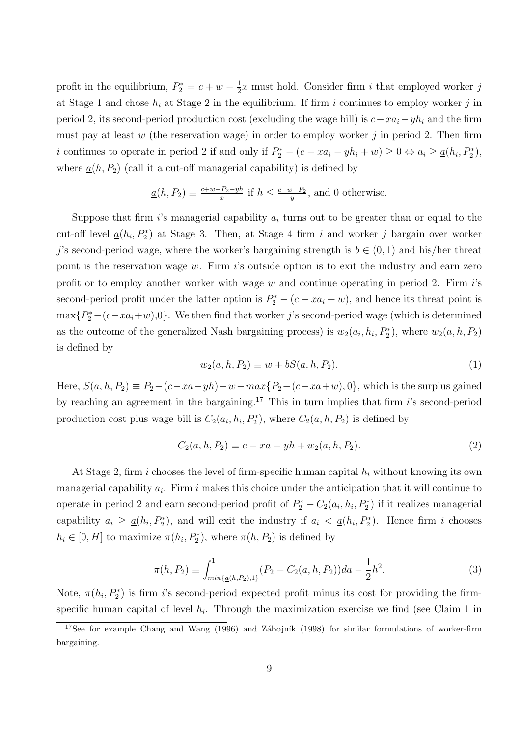profit in the equilibrium, $P_2^* = c + w - \frac{1}{2}x$ must hold. Consider firm $i$ that employed worker $j$ at Stage 1 and chose $h_i$ at Stage 2 in the equilibrium. If firm $i$ continues to employ worker $j$ in period 2, its second-period production cost (excluding the wage bill) is $c - xa_i - yh_i$ and the firm must pay at least $w$ (the reservation wage) in order to employ worker $j$ in period 2. Then firm $i$ continues to operate in period 2 if and only if $P_2^* - (c - xa_i - yh_i + w) \geq 0 \Leftrightarrow a_i \geq \underline{a}(h_i, P_2^*)$, where $\underline{a}(h, P_2)$ (call it a cut-off managerial capability) is defined by

$$\underline{a}(h, P_2) \equiv \tfrac{c+w-P_2-yh}{x} \text{ if } h \leq \tfrac{c+w-P_2}{y}, \text{ and 0 otherwise.}$$

Suppose that firm $i$'s managerial capability $a_i$ turns out to be greater than or equal to the cut-off level $\underline{a}(h_i, P_2^*)$ at Stage 3. Then, at Stage 4 firm $i$ and worker $j$ bargain over worker $j$'s second-period wage, where the worker's bargaining strength is $b \in (0, 1)$ and his/her threat point is the reservation wage $w$. Firm $i$'s outside option is to exit the industry and earn zero profit or to employ another worker with wage $w$ and continue operating in period 2. Firm $i$'s second-period profit under the latter option is $P_2^* - (c - xa_i + w)$, and hence its threat point is $\max\{P_2^* - (c - xa_i + w), 0\}$. We then find that worker $j$'s second-period wage (which is determined as the outcome of the generalized Nash bargaining process) is $w_2(a_i, h_i, P_2^*)$, where $w_2(a, h, P_2)$ is defined by

$$w_2(a, h, P_2) \equiv w + bS(a, h, P_2). \tag{1}$$

Here, $S(a, h, P_2) \equiv P_2 - (c - xa - yh) - w - max\{P_2 - (c - xa + w), 0\}$, which is the surplus gained by reaching an agreement in the bargaining.[17] This in turn implies that firm $i$'s second-period production cost plus wage bill is $C_2(a_i, h_i, P_2^*)$, where $C_2(a, h, P_2)$ is defined by

$$C_2(a, h, P_2) \equiv c - xa - yh + w_2(a, h, P_2). \tag{2}$$

At Stage 2, firm $i$ chooses the level of firm-specific human capital $h_i$ without knowing its own managerial capability $a_i$. Firm $i$ makes this choice under the anticipation that it will continue to operate in period 2 and earn second-period profit of $P_2^* - C_2(a_i, h_i, P_2^*)$ if it realizes managerial capability $a_i \geq \underline{a}(h_i, P_2^*)$, and will exit the industry if $a_i < \underline{a}(h_i, P_2^*)$. Hence firm $i$ chooses $h_i \in [0, H]$ to maximize $\pi(h_i, P_2^*)$, where $\pi(h, P_2)$ is defined by

$$\pi(h, P_2) \equiv \int_{min\{\underline{a}(h,P_2),1\}}^{1} (P_2 - C_2(a, h, P_2))da - \frac{1}{2}h^2. \tag{3}$$

Note, $\pi(h_i, P_2^*)$ is firm $i$'s second-period expected profit minus its cost for providing the firm-specific human capital of level $h_i$. Through the maximization exercise we find (see Claim 1 in

[17] See for example Chang and Wang (1996) and Zábojník (1998) for similar formulations of worker-firm bargaining.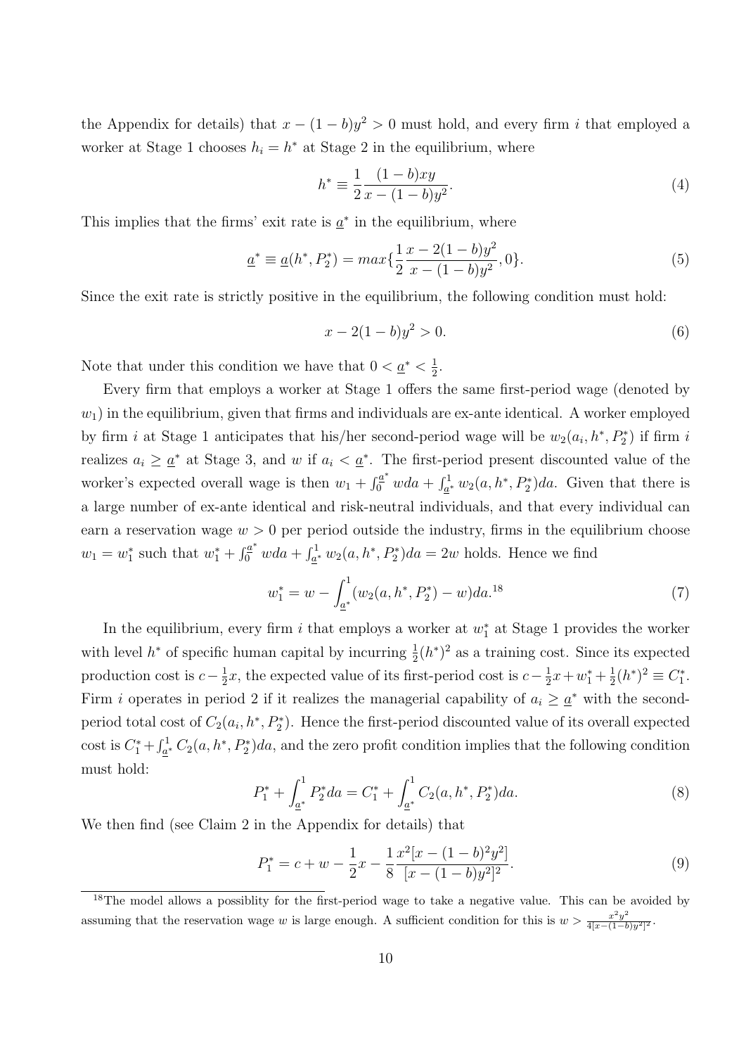the Appendix for details) that $x - (1-b)y^2 > 0$ must hold, and every firm $i$ that employed a worker at Stage 1 chooses $h_i = h^*$ at Stage 2 in the equilibrium, where

$$h^* \equiv \frac{1}{2}\frac{(1-b)xy}{x-(1-b)y^2}. \tag{4}$$

This implies that the firms' exit rate is $\underline{a}^*$ in the equilibrium, where

$$\underline{a}^* \equiv \underline{a}(h^*, P_2^*) = max\{\frac{1}{2}\frac{x-2(1-b)y^2}{x-(1-b)y^2}, 0\}. \tag{5}$$

Since the exit rate is strictly positive in the equilibrium, the following condition must hold:

$$x - 2(1-b)y^2 > 0. \tag{6}$$

Note that under this condition we have that $0 < \underline{a}^* < \frac{1}{2}$.

Every firm that employs a worker at Stage 1 offers the same first-period wage (denoted by $w_1$) in the equilibrium, given that firms and individuals are ex-ante identical. A worker employed by firm $i$ at Stage 1 anticipates that his/her second-period wage will be $w_2(a_i, h^*, P_2^*)$ if firm $i$ realizes $a_i \geq \underline{a}^*$ at Stage 3, and $w$ if $a_i < \underline{a}^*$. The first-period present discounted value of the worker's expected overall wage is then $w_1 + \int_0^{\underline{a}^*} w da + \int_{\underline{a}^*}^1 w_2(a, h^*, P_2^*)da$. Given that there is a large number of ex-ante identical and risk-neutral individuals, and that every individual can earn a reservation wage $w > 0$ per period outside the industry, firms in the equilibrium choose $w_1 = w_1^*$ such that $w_1^* + \int_0^{\underline{a}^*} w da + \int_{\underline{a}^*}^1 w_2(a, h^*, P_2^*)da = 2w$ holds. Hence we find

$$w_1^* = w - \int_{\underline{a}^*}^1 (w_2(a, h^*, P_2^*) - w)da.^{18} \tag{7}$$

In the equilibrium, every firm $i$ that employs a worker at $w_1^*$ at Stage 1 provides the worker with level $h^*$ of specific human capital by incurring $\frac{1}{2}(h^*)^2$ as a training cost. Since its expected production cost is $c - \frac{1}{2}x$, the expected value of its first-period cost is $c - \frac{1}{2}x + w_1^* + \frac{1}{2}(h^*)^2 \equiv C_1^*$. Firm $i$ operates in period 2 if it realizes the managerial capability of $a_i \geq \underline{a}^*$ with the second-period total cost of $C_2(a_i, h^*, P_2^*)$. Hence the first-period discounted value of its overall expected cost is $C_1^* + \int_{\underline{a}^*}^1 C_2(a, h^*, P_2^*)da$, and the zero profit condition implies that the following condition must hold:

$$P_1^* + \int_{\underline{a}^*}^1 P_2^* da = C_1^* + \int_{\underline{a}^*}^1 C_2(a, h^*, P_2^*)da. \tag{8}$$

We then find (see Claim 2 in the Appendix for details) that

$$P_1^* = c + w - \frac{1}{2}x - \frac{1}{8}\frac{x^2[x-(1-b)^2y^2]}{[x-(1-b)y^2]^2}. \tag{9}$$

[18] The model allows a possiblity for the first-period wage to take a negative value. This can be avoided by assuming that the reservation wage $w$ is large enough. A sufficient condition for this is $w > \frac{x^2y^2}{4[x-(1-b)y^2]^2}$.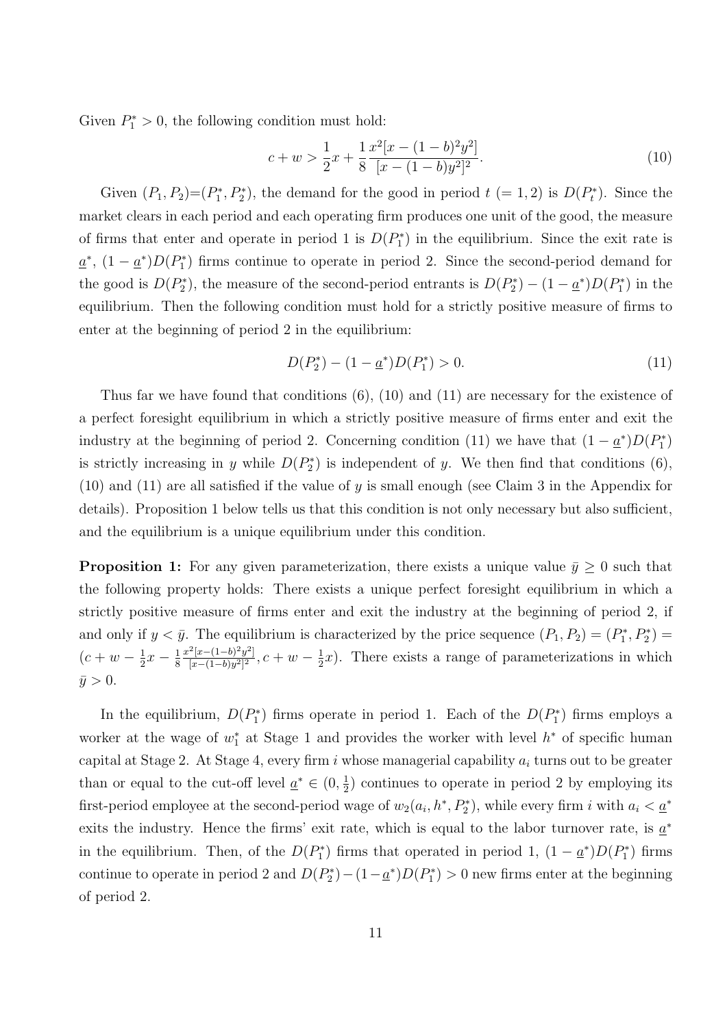Given $P_1^* > 0$, the following condition must hold:

$$c + w > \frac{1}{2}x + \frac{1}{8}\frac{x^2[x - (1-b)^2 y^2]}{[x - (1-b)y^2]^2}. \tag{10}$$

Given $(P_1, P_2)$=$(P_1^*, P_2^*)$, the demand for the good in period $t$ $(= 1, 2)$ is $D(P_t^*)$. Since the market clears in each period and each operating firm produces one unit of the good, the measure of firms that enter and operate in period 1 is $D(P_1^*)$ in the equilibrium. Since the exit rate is $\underline{a}^*$, $(1 - \underline{a}^*)D(P_1^*)$ firms continue to operate in period 2. Since the second-period demand for the good is $D(P_2^*)$, the measure of the second-period entrants is $D(P_2^*) - (1 - \underline{a}^*)D(P_1^*)$ in the equilibrium. Then the following condition must hold for a strictly positive measure of firms to enter at the beginning of period 2 in the equilibrium:

$$D(P_2^*) - (1 - \underline{a}^*)D(P_1^*) > 0. \tag{11}$$

Thus far we have found that conditions (6), (10) and (11) are necessary for the existence of a perfect foresight equilibrium in which a strictly positive measure of firms enter and exit the industry at the beginning of period 2. Concerning condition (11) we have that $(1 - \underline{a}^*)D(P_1^*)$ is strictly increasing in $y$ while $D(P_2^*)$ is independent of $y$. We then find that conditions (6), (10) and (11) are all satisfied if the value of $y$ is small enough (see Claim 3 in the Appendix for details). Proposition 1 below tells us that this condition is not only necessary but also sufficient, and the equilibrium is a unique equilibrium under this condition.

**Proposition 1:** For any given parameterization, there exists a unique value $\bar{y} \geq 0$ such that the following property holds: There exists a unique perfect foresight equilibrium in which a strictly positive measure of firms enter and exit the industry at the beginning of period 2, if and only if $y < \bar{y}$. The equilibrium is characterized by the price sequence $(P_1, P_2) = (P_1^*, P_2^*) = (c + w - \frac{1}{2}x - \frac{1}{8}\frac{x^2[x-(1-b)^2y^2]}{[x-(1-b)y^2]^2}, c + w - \frac{1}{2}x)$. There exists a range of parameterizations in which $\bar{y} > 0$.

In the equilibrium, $D(P_1^*)$ firms operate in period 1. Each of the $D(P_1^*)$ firms employs a worker at the wage of $w_1^*$ at Stage 1 and provides the worker with level $h^*$ of specific human capital at Stage 2. At Stage 4, every firm $i$ whose managerial capability $a_i$ turns out to be greater than or equal to the cut-off level $\underline{a}^* \in (0, \frac{1}{2})$ continues to operate in period 2 by employing its first-period employee at the second-period wage of $w_2(a_i, h^*, P_2^*)$, while every firm $i$ with $a_i < \underline{a}^*$ exits the industry. Hence the firms' exit rate, which is equal to the labor turnover rate, is $\underline{a}^*$ in the equilibrium. Then, of the $D(P_1^*)$ firms that operated in period 1, $(1 - \underline{a}^*)D(P_1^*)$ firms continue to operate in period 2 and $D(P_2^*) - (1 - \underline{a}^*)D(P_1^*) > 0$ new firms enter at the beginning of period 2.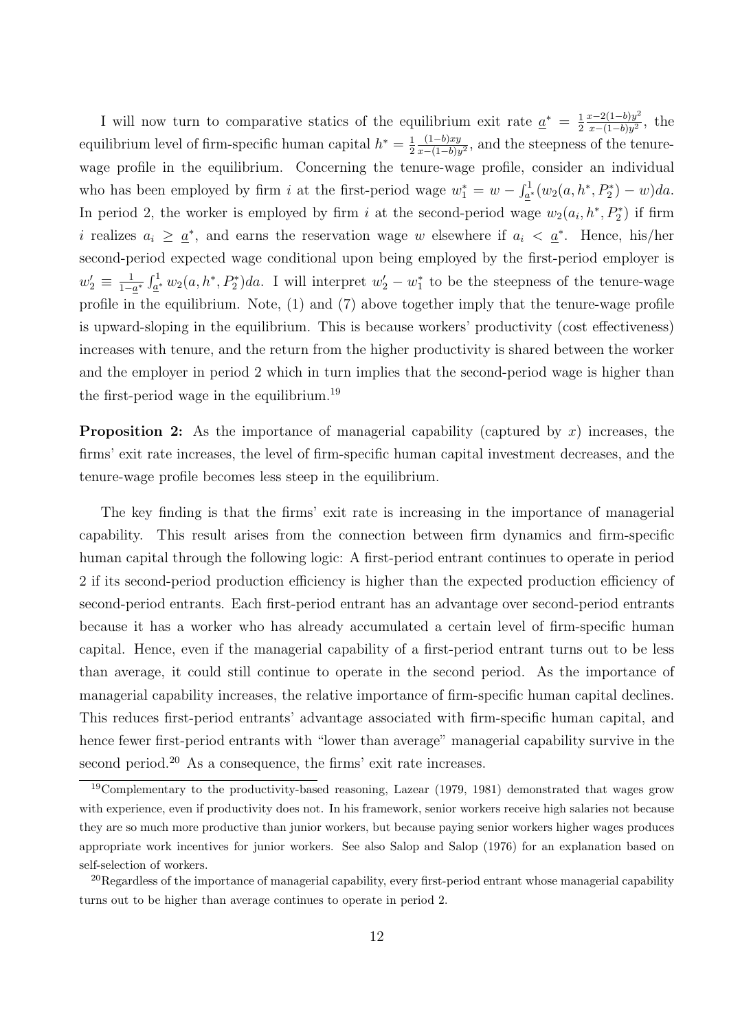I will now turn to comparative statics of the equilibrium exit rate $\underline{a}^* = \frac{1}{2}\frac{x-2(1-b)y^2}{x-(1-b)y^2}$, the equilibrium level of firm-specific human capital $h^* = \frac{1}{2}\frac{(1-b)xy}{x-(1-b)y^2}$, and the steepness of the tenure-wage profile in the equilibrium. Concerning the tenure-wage profile, consider an individual who has been employed by firm $i$ at the first-period wage $w_1^* = w - \int_{\underline{a}^*}^1 (w_2(a, h^*, P_2^*) - w)da$. In period 2, the worker is employed by firm $i$ at the second-period wage $w_2(a_i, h^*, P_2^*)$ if firm $i$ realizes $a_i \geq \underline{a}^*$, and earns the reservation wage $w$ elsewhere if $a_i < \underline{a}^*$. Hence, his/her second-period expected wage conditional upon being employed by the first-period employer is $w_2' \equiv \frac{1}{1-\underline{a}^*}\int_{\underline{a}^*}^1 w_2(a, h^*, P_2^*)da$. I will interpret $w_2' - w_1^*$ to be the steepness of the tenure-wage profile in the equilibrium. Note, (1) and (7) above together imply that the tenure-wage profile is upward-sloping in the equilibrium. This is because workers' productivity (cost effectiveness) increases with tenure, and the return from the higher productivity is shared between the worker and the employer in period 2 which in turn implies that the second-period wage is higher than the first-period wage in the equilibrium.[19]

**Proposition 2:** As the importance of managerial capability (captured by $x$) increases, the firms' exit rate increases, the level of firm-specific human capital investment decreases, and the tenure-wage profile becomes less steep in the equilibrium.

The key finding is that the firms' exit rate is increasing in the importance of managerial capability. This result arises from the connection between firm dynamics and firm-specific human capital through the following logic: A first-period entrant continues to operate in period 2 if its second-period production efficiency is higher than the expected production efficiency of second-period entrants. Each first-period entrant has an advantage over second-period entrants because it has a worker who has already accumulated a certain level of firm-specific human capital. Hence, even if the managerial capability of a first-period entrant turns out to be less than average, it could still continue to operate in the second period. As the importance of managerial capability increases, the relative importance of firm-specific human capital declines. This reduces first-period entrants' advantage associated with firm-specific human capital, and hence fewer first-period entrants with "lower than average" managerial capability survive in the second period.[20] As a consequence, the firms' exit rate increases.

[19] Complementary to the productivity-based reasoning, Lazear (1979, 1981) demonstrated that wages grow with experience, even if productivity does not. In his framework, senior workers receive high salaries not because they are so much more productive than junior workers, but because paying senior workers higher wages produces appropriate work incentives for junior workers. See also Salop and Salop (1976) for an explanation based on self-selection of workers.

[20] Regardless of the importance of managerial capability, every first-period entrant whose managerial capability turns out to be higher than average continues to operate in period 2.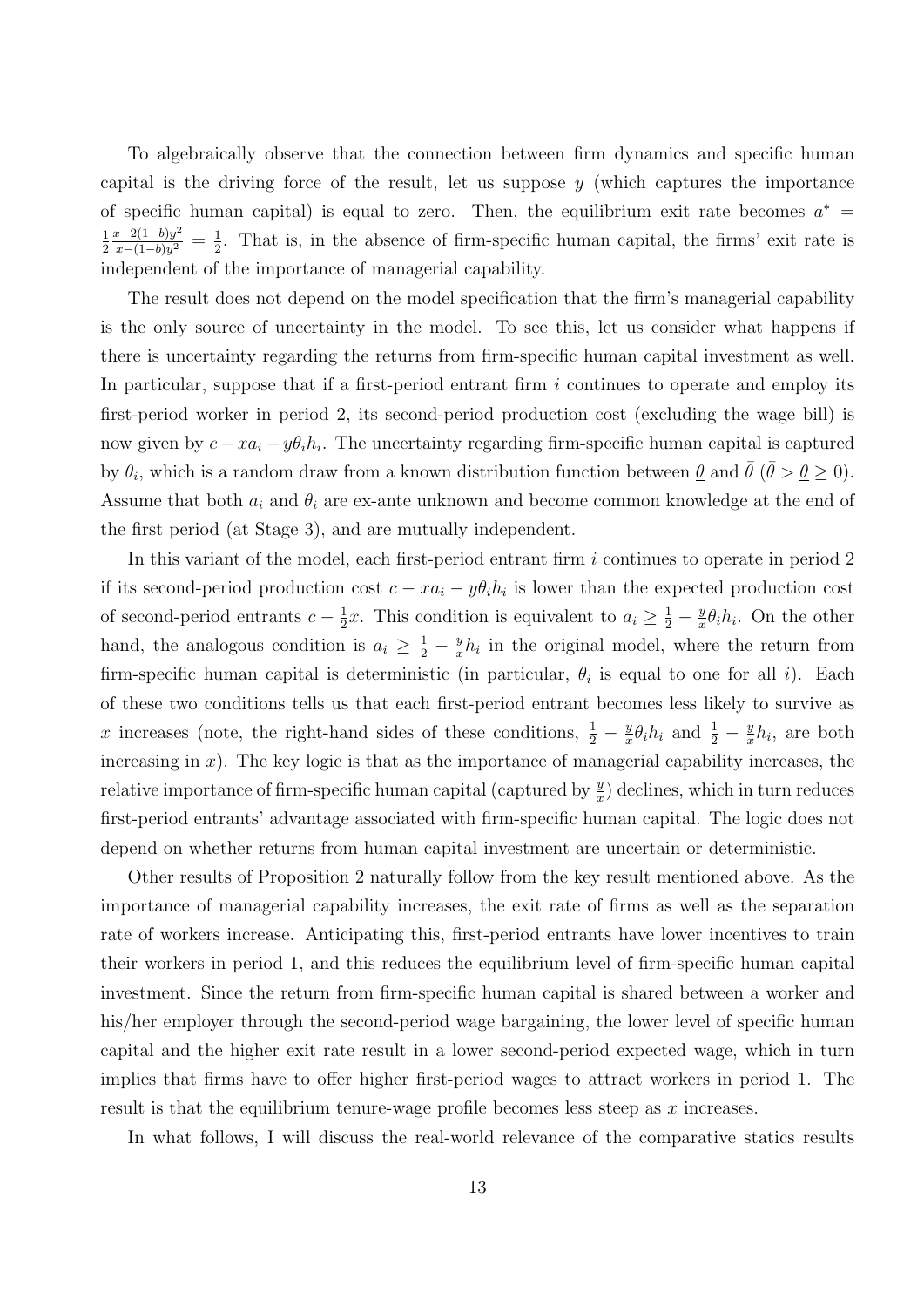To algebraically observe that the connection between firm dynamics and specific human capital is the driving force of the result, let us suppose $y$ (which captures the importance of specific human capital) is equal to zero. Then, the equilibrium exit rate becomes $\underline{a}^* = \frac{1}{2}\frac{x-2(1-b)y^2}{x-(1-b)y^2} = \frac{1}{2}$. That is, in the absence of firm-specific human capital, the firms' exit rate is independent of the importance of managerial capability.

The result does not depend on the model specification that the firm's managerial capability is the only source of uncertainty in the model. To see this, let us consider what happens if there is uncertainty regarding the returns from firm-specific human capital investment as well. In particular, suppose that if a first-period entrant firm $i$ continues to operate and employ its first-period worker in period 2, its second-period production cost (excluding the wage bill) is now given by $c - xa_i - y\theta_i h_i$. The uncertainty regarding firm-specific human capital is captured by $\theta_i$, which is a random draw from a known distribution function between $\underline{\theta}$ and $\bar{\theta}$ ($\bar{\theta} > \underline{\theta} \geq 0$). Assume that both $a_i$ and $\theta_i$ are ex-ante unknown and become common knowledge at the end of the first period (at Stage 3), and are mutually independent.

In this variant of the model, each first-period entrant firm $i$ continues to operate in period 2 if its second-period production cost $c - xa_i - y\theta_i h_i$ is lower than the expected production cost of second-period entrants $c - \frac{1}{2}x$. This condition is equivalent to $a_i \geq \frac{1}{2} - \frac{y}{x}\theta_i h_i$. On the other hand, the analogous condition is $a_i \geq \frac{1}{2} - \frac{y}{x}h_i$ in the original model, where the return from firm-specific human capital is deterministic (in particular, $\theta_i$ is equal to one for all $i$). Each of these two conditions tells us that each first-period entrant becomes less likely to survive as $x$ increases (note, the right-hand sides of these conditions, $\frac{1}{2} - \frac{y}{x}\theta_i h_i$ and $\frac{1}{2} - \frac{y}{x}h_i$, are both increasing in $x$). The key logic is that as the importance of managerial capability increases, the relative importance of firm-specific human capital (captured by $\frac{y}{x}$) declines, which in turn reduces first-period entrants' advantage associated with firm-specific human capital. The logic does not depend on whether returns from human capital investment are uncertain or deterministic.

Other results of Proposition 2 naturally follow from the key result mentioned above. As the importance of managerial capability increases, the exit rate of firms as well as the separation rate of workers increase. Anticipating this, first-period entrants have lower incentives to train their workers in period 1, and this reduces the equilibrium level of firm-specific human capital investment. Since the return from firm-specific human capital is shared between a worker and his/her employer through the second-period wage bargaining, the lower level of specific human capital and the higher exit rate result in a lower second-period expected wage, which in turn implies that firms have to offer higher first-period wages to attract workers in period 1. The result is that the equilibrium tenure-wage profile becomes less steep as $x$ increases.

In what follows, I will discuss the real-world relevance of the comparative statics results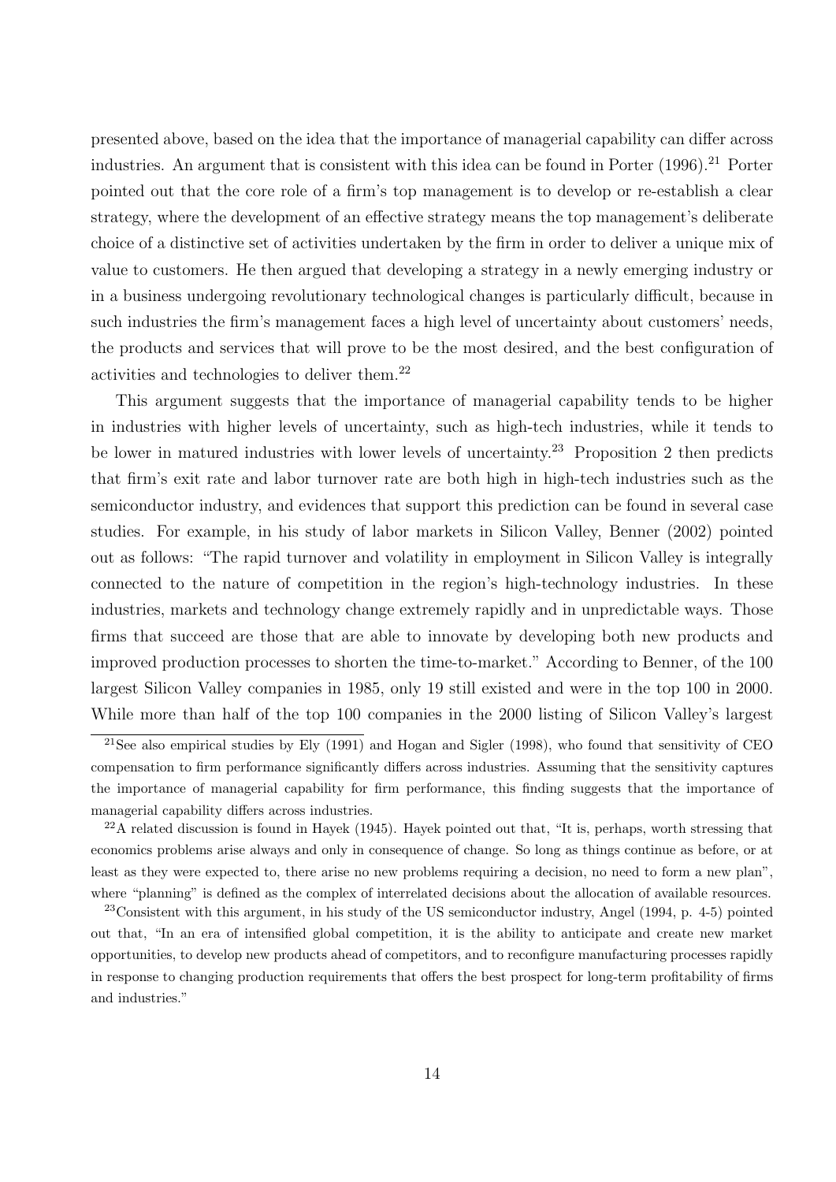presented above, based on the idea that the importance of managerial capability can differ across industries. An argument that is consistent with this idea can be found in Porter (1996).[21] Porter pointed out that the core role of a firm's top management is to develop or re-establish a clear strategy, where the development of an effective strategy means the top management's deliberate choice of a distinctive set of activities undertaken by the firm in order to deliver a unique mix of value to customers. He then argued that developing a strategy in a newly emerging industry or in a business undergoing revolutionary technological changes is particularly difficult, because in such industries the firm's management faces a high level of uncertainty about customers' needs, the products and services that will prove to be the most desired, and the best configuration of activities and technologies to deliver them.[22]

This argument suggests that the importance of managerial capability tends to be higher in industries with higher levels of uncertainty, such as high-tech industries, while it tends to be lower in matured industries with lower levels of uncertainty.[23] Proposition 2 then predicts that firm's exit rate and labor turnover rate are both high in high-tech industries such as the semiconductor industry, and evidences that support this prediction can be found in several case studies. For example, in his study of labor markets in Silicon Valley, Benner (2002) pointed out as follows: "The rapid turnover and volatility in employment in Silicon Valley is integrally connected to the nature of competition in the region's high-technology industries. In these industries, markets and technology change extremely rapidly and in unpredictable ways. Those firms that succeed are those that are able to innovate by developing both new products and improved production processes to shorten the time-to-market." According to Benner, of the 100 largest Silicon Valley companies in 1985, only 19 still existed and were in the top 100 in 2000. While more than half of the top 100 companies in the 2000 listing of Silicon Valley's largest

[21] See also empirical studies by Ely (1991) and Hogan and Sigler (1998), who found that sensitivity of CEO compensation to firm performance significantly differs across industries. Assuming that the sensitivity captures the importance of managerial capability for firm performance, this finding suggests that the importance of managerial capability differs across industries.

[22] A related discussion is found in Hayek (1945). Hayek pointed out that, "It is, perhaps, worth stressing that economics problems arise always and only in consequence of change. So long as things continue as before, or at least as they were expected to, there arise no new problems requiring a decision, no need to form a new plan", where "planning" is defined as the complex of interrelated decisions about the allocation of available resources.

[23] Consistent with this argument, in his study of the US semiconductor industry, Angel (1994, p. 4-5) pointed out that, "In an era of intensified global competition, it is the ability to anticipate and create new market opportunities, to develop new products ahead of competitors, and to reconfigure manufacturing processes rapidly in response to changing production requirements that offers the best prospect for long-term profitability of firms and industries."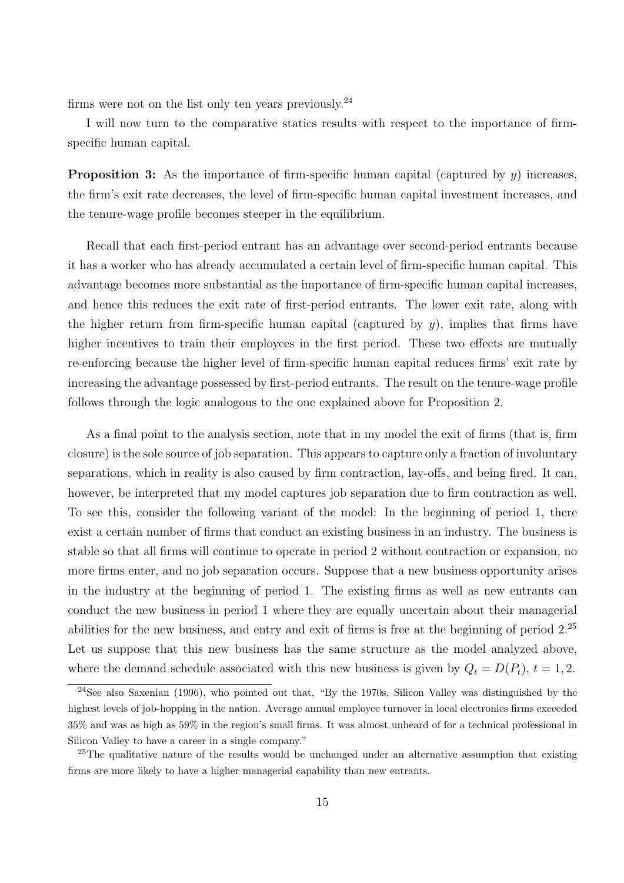firms were not on the list only ten years previously.[24]

I will now turn to the comparative statics results with respect to the importance of firm-specific human capital.

**Proposition 3:** As the importance of firm-specific human capital (captured by $y$) increases, the firm's exit rate decreases, the level of firm-specific human capital investment increases, and the tenure-wage profile becomes steeper in the equilibrium.

Recall that each first-period entrant has an advantage over second-period entrants because it has a worker who has already accumulated a certain level of firm-specific human capital. This advantage becomes more substantial as the importance of firm-specific human capital increases, and hence this reduces the exit rate of first-period entrants. The lower exit rate, along with the higher return from firm-specific human capital (captured by $y$), implies that firms have higher incentives to train their employees in the first period. These two effects are mutually re-enforcing because the higher level of firm-specific human capital reduces firms' exit rate by increasing the advantage possessed by first-period entrants. The result on the tenure-wage profile follows through the logic analogous to the one explained above for Proposition 2.

As a final point to the analysis section, note that in my model the exit of firms (that is, firm closure) is the sole source of job separation. This appears to capture only a fraction of involuntary separations, which in reality is also caused by firm contraction, lay-offs, and being fired. It can, however, be interpreted that my model captures job separation due to firm contraction as well. To see this, consider the following variant of the model: In the beginning of period 1, there exist a certain number of firms that conduct an existing business in an industry. The business is stable so that all firms will continue to operate in period 2 without contraction or expansion, no more firms enter, and no job separation occurs. Suppose that a new business opportunity arises in the industry at the beginning of period 1. The existing firms as well as new entrants can conduct the new business in period 1 where they are equally uncertain about their managerial abilities for the new business, and entry and exit of firms is free at the beginning of period 2.[25] Let us suppose that this new business has the same structure as the model analyzed above, where the demand schedule associated with this new business is given by $Q_t = D(P_t)$, $t = 1, 2$.

[24] See also Saxenian (1996), who pointed out that, "By the 1970s, Silicon Valley was distinguished by the highest levels of job-hopping in the nation. Average annual employee turnover in local electronics firms exceeded 35% and was as high as 59% in the region's small firms. It was almost unheard of for a technical professional in Silicon Valley to have a career in a single company."

[25] The qualitative nature of the results would be unchanged under an alternative assumption that existing firms are more likely to have a higher managerial capability than new entrants.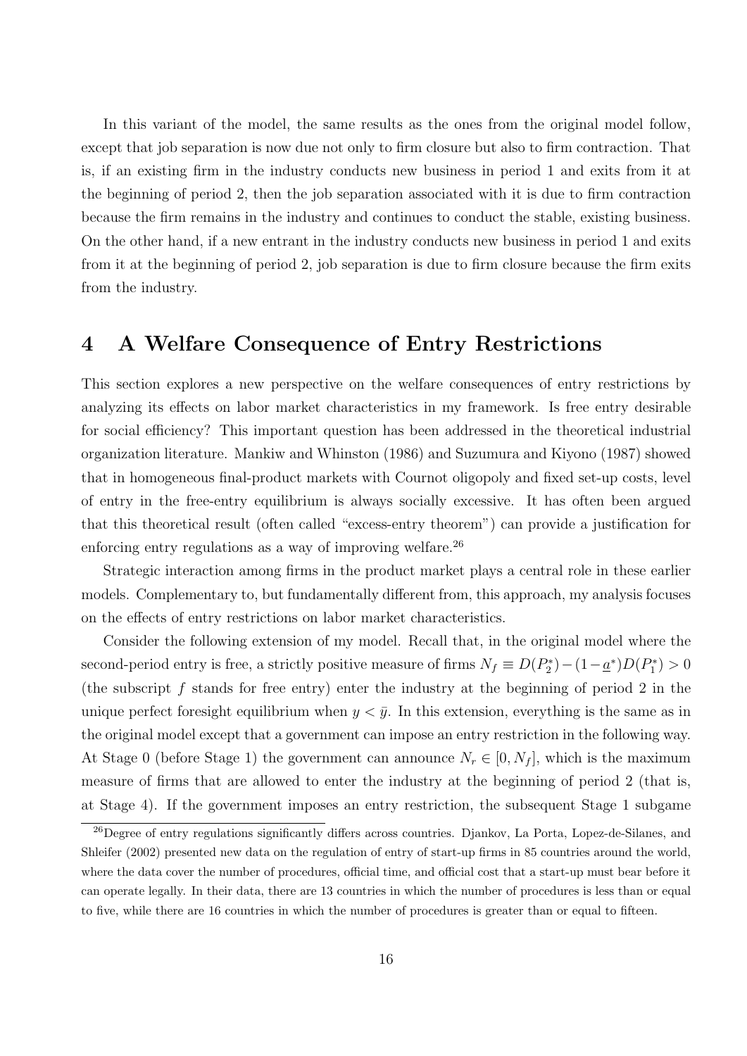In this variant of the model, the same results as the ones from the original model follow, except that job separation is now due not only to firm closure but also to firm contraction. That is, if an existing firm in the industry conducts new business in period 1 and exits from it at the beginning of period 2, then the job separation associated with it is due to firm contraction because the firm remains in the industry and continues to conduct the stable, existing business. On the other hand, if a new entrant in the industry conducts new business in period 1 and exits from it at the beginning of period 2, job separation is due to firm closure because the firm exits from the industry.

# 4 A Welfare Consequence of Entry Restrictions

This section explores a new perspective on the welfare consequences of entry restrictions by analyzing its effects on labor market characteristics in my framework. Is free entry desirable for social efficiency? This important question has been addressed in the theoretical industrial organization literature. Mankiw and Whinston (1986) and Suzumura and Kiyono (1987) showed that in homogeneous final-product markets with Cournot oligopoly and fixed set-up costs, level of entry in the free-entry equilibrium is always socially excessive. It has often been argued that this theoretical result (often called "excess-entry theorem") can provide a justification for enforcing entry regulations as a way of improving welfare.[26]

Strategic interaction among firms in the product market plays a central role in these earlier models. Complementary to, but fundamentally different from, this approach, my analysis focuses on the effects of entry restrictions on labor market characteristics.

Consider the following extension of my model. Recall that, in the original model where the second-period entry is free, a strictly positive measure of firms $N_f \equiv D(P_2^*) - (1-\underline{a}^*)D(P_1^*) > 0$ (the subscript $f$ stands for free entry) enter the industry at the beginning of period 2 in the unique perfect foresight equilibrium when $y < \bar{y}$. In this extension, everything is the same as in the original model except that a government can impose an entry restriction in the following way. At Stage 0 (before Stage 1) the government can announce $N_r \in [0, N_f]$, which is the maximum measure of firms that are allowed to enter the industry at the beginning of period 2 (that is, at Stage 4). If the government imposes an entry restriction, the subsequent Stage 1 subgame

[26] Degree of entry regulations significantly differs across countries. Djankov, La Porta, Lopez-de-Silanes, and Shleifer (2002) presented new data on the regulation of entry of start-up firms in 85 countries around the world, where the data cover the number of procedures, official time, and official cost that a start-up must bear before it can operate legally. In their data, there are 13 countries in which the number of procedures is less than or equal to five, while there are 16 countries in which the number of procedures is greater than or equal to fifteen.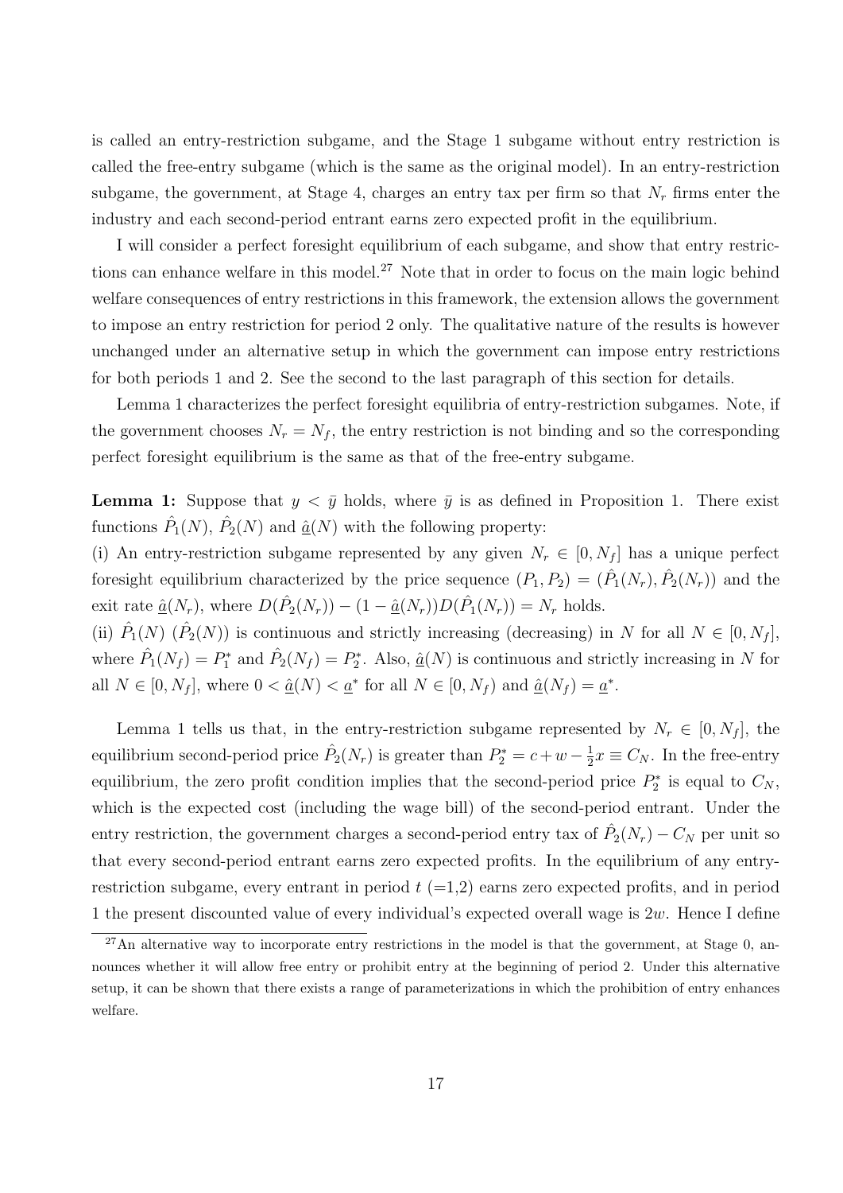is called an entry-restriction subgame, and the Stage 1 subgame without entry restriction is called the free-entry subgame (which is the same as the original model). In an entry-restriction subgame, the government, at Stage 4, charges an entry tax per firm so that $N_r$ firms enter the industry and each second-period entrant earns zero expected profit in the equilibrium.

I will consider a perfect foresight equilibrium of each subgame, and show that entry restrictions can enhance welfare in this model.[27] Note that in order to focus on the main logic behind welfare consequences of entry restrictions in this framework, the extension allows the government to impose an entry restriction for period 2 only. The qualitative nature of the results is however unchanged under an alternative setup in which the government can impose entry restrictions for both periods 1 and 2. See the second to the last paragraph of this section for details.

Lemma 1 characterizes the perfect foresight equilibria of entry-restriction subgames. Note, if the government chooses $N_r = N_f$, the entry restriction is not binding and so the corresponding perfect foresight equilibrium is the same as that of the free-entry subgame.

**Lemma 1:** Suppose that $y < \bar{y}$ holds, where $\bar{y}$ is as defined in Proposition 1. There exist functions $\hat{P}_1(N)$, $\hat{P}_2(N)$ and $\hat{\underline{a}}(N)$ with the following property:

(i) An entry-restriction subgame represented by any given $N_r \in [0, N_f]$ has a unique perfect foresight equilibrium characterized by the price sequence $(P_1, P_2) = (\hat{P}_1(N_r), \hat{P}_2(N_r))$ and the exit rate $\hat{\underline{a}}(N_r)$, where $D(\hat{P}_2(N_r)) - (1 - \hat{\underline{a}}(N_r))D(\hat{P}_1(N_r)) = N_r$ holds.

(ii) $\hat{P}_1(N)$ ($\hat{P}_2(N)$) is continuous and strictly increasing (decreasing) in $N$ for all $N \in [0, N_f]$, where $\hat{P}_1(N_f) = P_1^*$ and $\hat{P}_2(N_f) = P_2^*$. Also, $\hat{\underline{a}}(N)$ is continuous and strictly increasing in $N$ for all $N \in [0, N_f]$, where $0 < \hat{\underline{a}}(N) < \underline{a}^*$ for all $N \in [0, N_f)$ and $\hat{\underline{a}}(N_f) = \underline{a}^*$.

Lemma 1 tells us that, in the entry-restriction subgame represented by $N_r \in [0, N_f]$, the equilibrium second-period price $\hat{P}_2(N_r)$ is greater than $P_2^* = c + w - \frac{1}{2}x \equiv C_N$. In the free-entry equilibrium, the zero profit condition implies that the second-period price $P_2^*$ is equal to $C_N$, which is the expected cost (including the wage bill) of the second-period entrant. Under the entry restriction, the government charges a second-period entry tax of $\hat{P}_2(N_r) - C_N$ per unit so that every second-period entrant earns zero expected profits. In the equilibrium of any entry-restriction subgame, every entrant in period $t$ (=1,2) earns zero expected profits, and in period 1 the present discounted value of every individual's expected overall wage is $2w$. Hence I define

[27] An alternative way to incorporate entry restrictions in the model is that the government, at Stage 0, announces whether it will allow free entry or prohibit entry at the beginning of period 2. Under this alternative setup, it can be shown that there exists a range of parameterizations in which the prohibition of entry enhances welfare.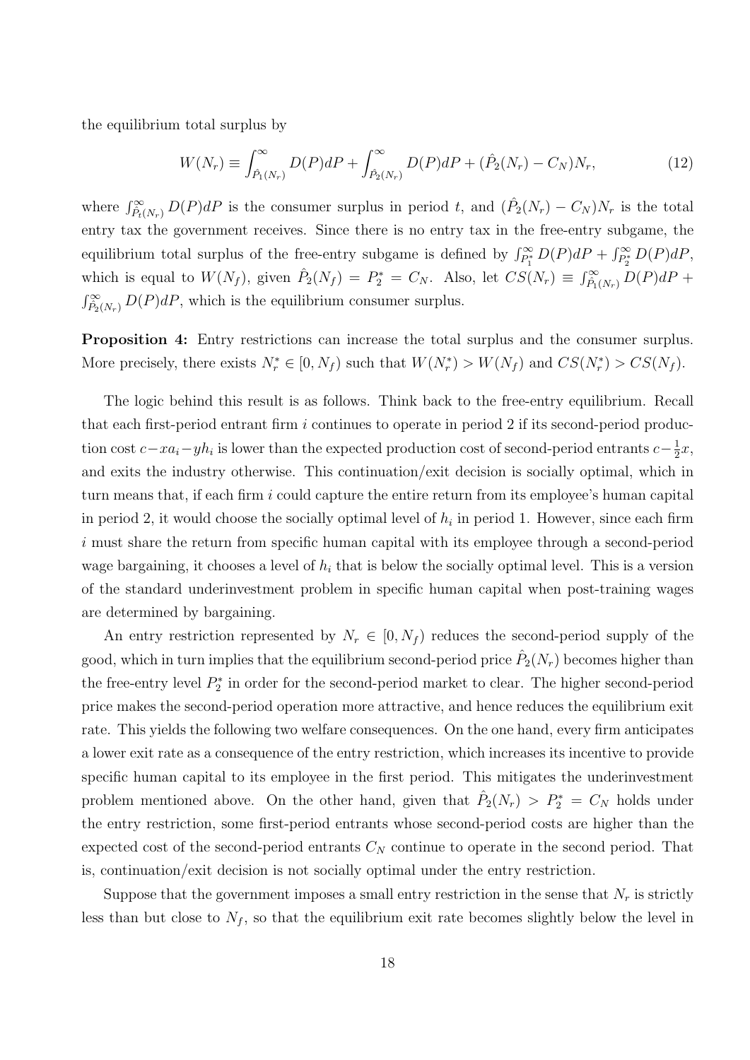the equilibrium total surplus by

$$W(N_r) \equiv \int_{\hat{P}_1(N_r)}^{\infty} D(P)dP + \int_{\hat{P}_2(N_r)}^{\infty} D(P)dP + (\hat{P}_2(N_r) - C_N)N_r, \tag{12}$$

where $\int_{\hat{P}_t(N_r)}^{\infty} D(P)dP$ is the consumer surplus in period $t$, and $(\hat{P}_2(N_r) - C_N)N_r$ is the total entry tax the government receives. Since there is no entry tax in the free-entry subgame, the equilibrium total surplus of the free-entry subgame is defined by $\int_{P_1^*}^{\infty} D(P)dP + \int_{P_2^*}^{\infty} D(P)dP$, which is equal to $W(N_f)$, given $\hat{P}_2(N_f) = P_2^* = C_N$. Also, let $CS(N_r) \equiv \int_{\hat{P}_1(N_r)}^{\infty} D(P)dP + \int_{\hat{P}_2(N_r)}^{\infty} D(P)dP$, which is the equilibrium consumer surplus.

**Proposition 4:** Entry restrictions can increase the total surplus and the consumer surplus. More precisely, there exists $N_r^* \in [0, N_f)$ such that $W(N_r^*) > W(N_f)$ and $CS(N_r^*) > CS(N_f)$.

The logic behind this result is as follows. Think back to the free-entry equilibrium. Recall that each first-period entrant firm $i$ continues to operate in period 2 if its second-period production cost $c - xa_i - yh_i$ is lower than the expected production cost of second-period entrants $c - \frac{1}{2}x$, and exits the industry otherwise. This continuation/exit decision is socially optimal, which in turn means that, if each firm $i$ could capture the entire return from its employee's human capital in period 2, it would choose the socially optimal level of $h_i$ in period 1. However, since each firm $i$ must share the return from specific human capital with its employee through a second-period wage bargaining, it chooses a level of $h_i$ that is below the socially optimal level. This is a version of the standard underinvestment problem in specific human capital when post-training wages are determined by bargaining.

An entry restriction represented by $N_r \in [0, N_f)$ reduces the second-period supply of the good, which in turn implies that the equilibrium second-period price $\hat{P}_2(N_r)$ becomes higher than the free-entry level $P_2^*$ in order for the second-period market to clear. The higher second-period price makes the second-period operation more attractive, and hence reduces the equilibrium exit rate. This yields the following two welfare consequences. On the one hand, every firm anticipates a lower exit rate as a consequence of the entry restriction, which increases its incentive to provide specific human capital to its employee in the first period. This mitigates the underinvestment problem mentioned above. On the other hand, given that $\hat{P}_2(N_r) > P_2^* = C_N$ holds under the entry restriction, some first-period entrants whose second-period costs are higher than the expected cost of the second-period entrants $C_N$ continue to operate in the second period. That is, continuation/exit decision is not socially optimal under the entry restriction.

Suppose that the government imposes a small entry restriction in the sense that $N_r$ is strictly less than but close to $N_f$, so that the equilibrium exit rate becomes slightly below the level in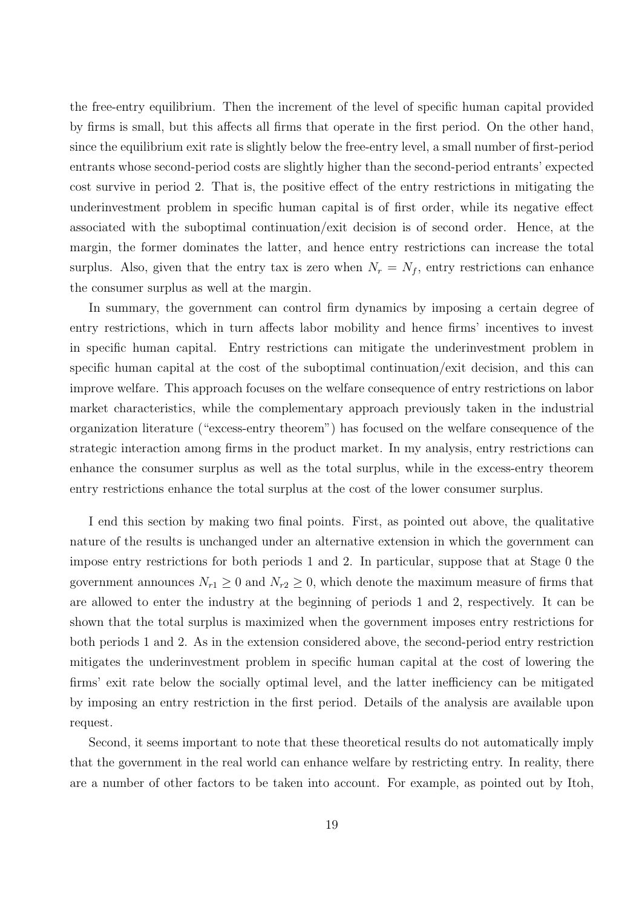the free-entry equilibrium. Then the increment of the level of specific human capital provided by firms is small, but this affects all firms that operate in the first period. On the other hand, since the equilibrium exit rate is slightly below the free-entry level, a small number of first-period entrants whose second-period costs are slightly higher than the second-period entrants' expected cost survive in period 2. That is, the positive effect of the entry restrictions in mitigating the underinvestment problem in specific human capital is of first order, while its negative effect associated with the suboptimal continuation/exit decision is of second order. Hence, at the margin, the former dominates the latter, and hence entry restrictions can increase the total surplus. Also, given that the entry tax is zero when $N_r = N_f$, entry restrictions can enhance the consumer surplus as well at the margin.

In summary, the government can control firm dynamics by imposing a certain degree of entry restrictions, which in turn affects labor mobility and hence firms' incentives to invest in specific human capital. Entry restrictions can mitigate the underinvestment problem in specific human capital at the cost of the suboptimal continuation/exit decision, and this can improve welfare. This approach focuses on the welfare consequence of entry restrictions on labor market characteristics, while the complementary approach previously taken in the industrial organization literature ("excess-entry theorem") has focused on the welfare consequence of the strategic interaction among firms in the product market. In my analysis, entry restrictions can enhance the consumer surplus as well as the total surplus, while in the excess-entry theorem entry restrictions enhance the total surplus at the cost of the lower consumer surplus.

I end this section by making two final points. First, as pointed out above, the qualitative nature of the results is unchanged under an alternative extension in which the government can impose entry restrictions for both periods 1 and 2. In particular, suppose that at Stage 0 the government announces $N_{r1} \geq 0$ and $N_{r2} \geq 0$, which denote the maximum measure of firms that are allowed to enter the industry at the beginning of periods 1 and 2, respectively. It can be shown that the total surplus is maximized when the government imposes entry restrictions for both periods 1 and 2. As in the extension considered above, the second-period entry restriction mitigates the underinvestment problem in specific human capital at the cost of lowering the firms' exit rate below the socially optimal level, and the latter inefficiency can be mitigated by imposing an entry restriction in the first period. Details of the analysis are available upon request.

Second, it seems important to note that these theoretical results do not automatically imply that the government in the real world can enhance welfare by restricting entry. In reality, there are a number of other factors to be taken into account. For example, as pointed out by Itoh,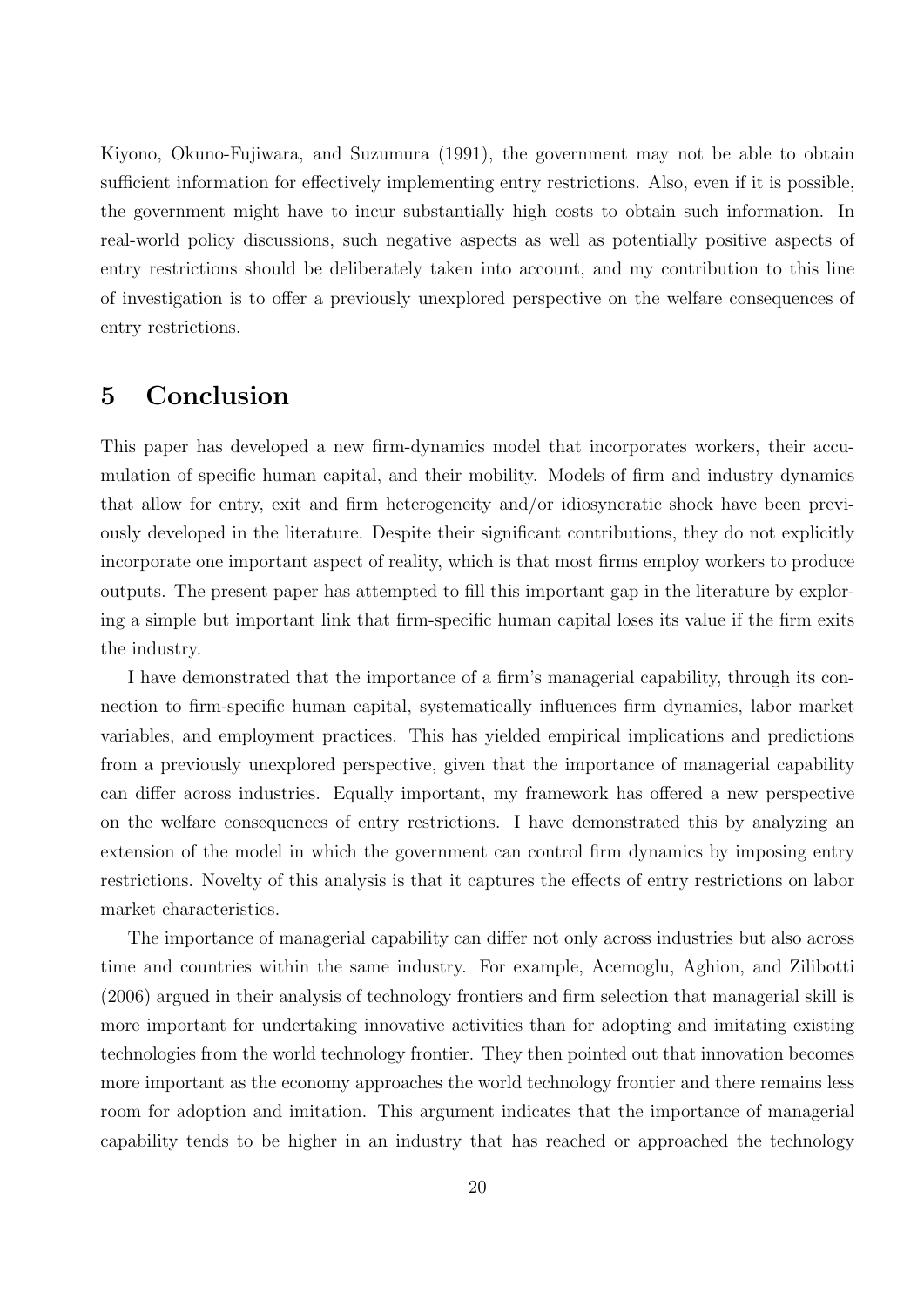Kiyono, Okuno-Fujiwara, and Suzumura (1991), the government may not be able to obtain sufficient information for effectively implementing entry restrictions. Also, even if it is possible, the government might have to incur substantially high costs to obtain such information. In real-world policy discussions, such negative aspects as well as potentially positive aspects of entry restrictions should be deliberately taken into account, and my contribution to this line of investigation is to offer a previously unexplored perspective on the welfare consequences of entry restrictions.

# 5 Conclusion

This paper has developed a new firm-dynamics model that incorporates workers, their accumulation of specific human capital, and their mobility. Models of firm and industry dynamics that allow for entry, exit and firm heterogeneity and/or idiosyncratic shock have been previously developed in the literature. Despite their significant contributions, they do not explicitly incorporate one important aspect of reality, which is that most firms employ workers to produce outputs. The present paper has attempted to fill this important gap in the literature by exploring a simple but important link that firm-specific human capital loses its value if the firm exits the industry.

I have demonstrated that the importance of a firm's managerial capability, through its connection to firm-specific human capital, systematically influences firm dynamics, labor market variables, and employment practices. This has yielded empirical implications and predictions from a previously unexplored perspective, given that the importance of managerial capability can differ across industries. Equally important, my framework has offered a new perspective on the welfare consequences of entry restrictions. I have demonstrated this by analyzing an extension of the model in which the government can control firm dynamics by imposing entry restrictions. Novelty of this analysis is that it captures the effects of entry restrictions on labor market characteristics.

The importance of managerial capability can differ not only across industries but also across time and countries within the same industry. For example, Acemoglu, Aghion, and Zilibotti (2006) argued in their analysis of technology frontiers and firm selection that managerial skill is more important for undertaking innovative activities than for adopting and imitating existing technologies from the world technology frontier. They then pointed out that innovation becomes more important as the economy approaches the world technology frontier and there remains less room for adoption and imitation. This argument indicates that the importance of managerial capability tends to be higher in an industry that has reached or approached the technology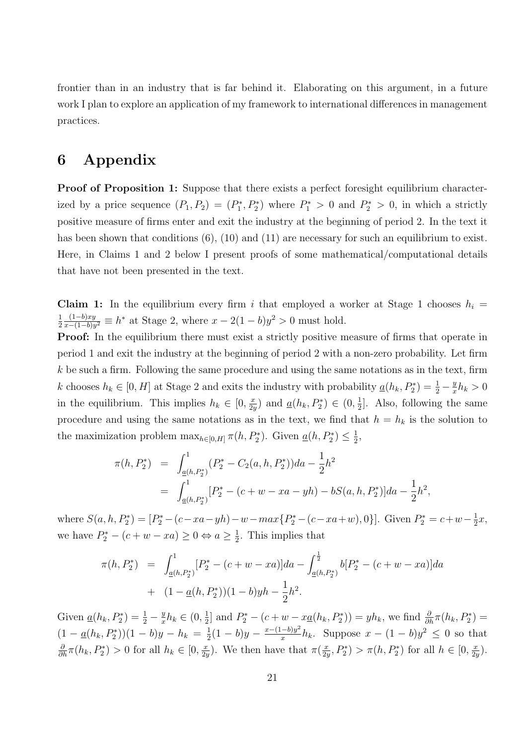frontier than in an industry that is far behind it. Elaborating on this argument, in a future work I plan to explore an application of my framework to international differences in management practices.

# 6 Appendix

**Proof of Proposition 1:** Suppose that there exists a perfect foresight equilibrium characterized by a price sequence $(P_1, P_2) = (P_1^*, P_2^*)$ where $P_1^* > 0$ and $P_2^* > 0$, in which a strictly positive measure of firms enter and exit the industry at the beginning of period 2. In the text it has been shown that conditions (6), (10) and (11) are necessary for such an equilibrium to exist. Here, in Claims 1 and 2 below I present proofs of some mathematical/computational details that have not been presented in the text.

**Claim 1:** In the equilibrium every firm $i$ that employed a worker at Stage 1 chooses $h_i = \frac{1}{2}\frac{(1-b)xy}{x-(1-b)y^2} \equiv h^*$ at Stage 2, where $x - 2(1-b)y^2 > 0$ must hold.

**Proof:** In the equilibrium there must exist a strictly positive measure of firms that operate in period 1 and exit the industry at the beginning of period 2 with a non-zero probability. Let firm $k$ be such a firm. Following the same procedure and using the same notations as in the text, firm $k$ chooses $h_k \in [0, H]$ at Stage 2 and exits the industry with probability $\underline{a}(h_k, P_2^*) = \frac{1}{2} - \frac{y}{x}h_k > 0$ in the equilibrium. This implies $h_k \in [0, \frac{x}{2y})$ and $\underline{a}(h_k, P_2^*) \in (0, \frac{1}{2}]$. Also, following the same procedure and using the same notations as in the text, we find that $h = h_k$ is the solution to the maximization problem $\max_{h\in[0,H]} \pi(h, P_2^*)$. Given $\underline{a}(h, P_2^*) \leq \frac{1}{2}$,

$$
\begin{aligned}
\pi(h, P_2^*) &= \int_{\underline{a}(h,P_2^*)}^{1} (P_2^* - C_2(a, h, P_2^*))da - \frac{1}{2}h^2 \\
&= \int_{\underline{a}(h,P_2^*)}^{1} [P_2^* - (c + w - xa - yh) - bS(a, h, P_2^*)]da - \frac{1}{2}h^2,
\end{aligned}
$$

where $S(a, h, P_2^*) = [P_2^* - (c - xa - yh) - w - max\{P_2^* - (c - xa + w), 0\}]$. Given $P_2^* = c + w - \frac{1}{2}x$, we have $P_2^* - (c + w - xa) \geq 0 \Leftrightarrow a \geq \frac{1}{2}$. This implies that

$$
\begin{aligned}
\pi(h, P_2^*) &= \int_{\underline{a}(h,P_2^*)}^{1} [P_2^* - (c + w - xa)]da - \int_{\underline{a}(h,P_2^*)}^{\frac{1}{2}} b[P_2^* - (c + w - xa)]da \\
&+ (1 - \underline{a}(h, P_2^*))(1 - b)yh - \frac{1}{2}h^2.
\end{aligned}
$$

Given $\underline{a}(h_k, P_2^*) = \frac{1}{2} - \frac{y}{x}h_k \in (0, \frac{1}{2}]$ and $P_2^* - (c + w - x\underline{a}(h_k, P_2^*)) = yh_k$, we find $\frac{\partial}{\partial h}\pi(h_k, P_2^*) = (1 - \underline{a}(h_k, P_2^*))(1 - b)y - h_k = \frac{1}{2}(1 - b)y - \frac{x-(1-b)y^2}{x}h_k$. Suppose $x - (1 - b)y^2 \leq 0$ so that $\frac{\partial}{\partial h}\pi(h_k, P_2^*) > 0$ for all $h_k \in [0, \frac{x}{2y})$. We then have that $\pi(\frac{x}{2y}, P_2^*) > \pi(h, P_2^*)$ for all $h \in [0, \frac{x}{2y})$.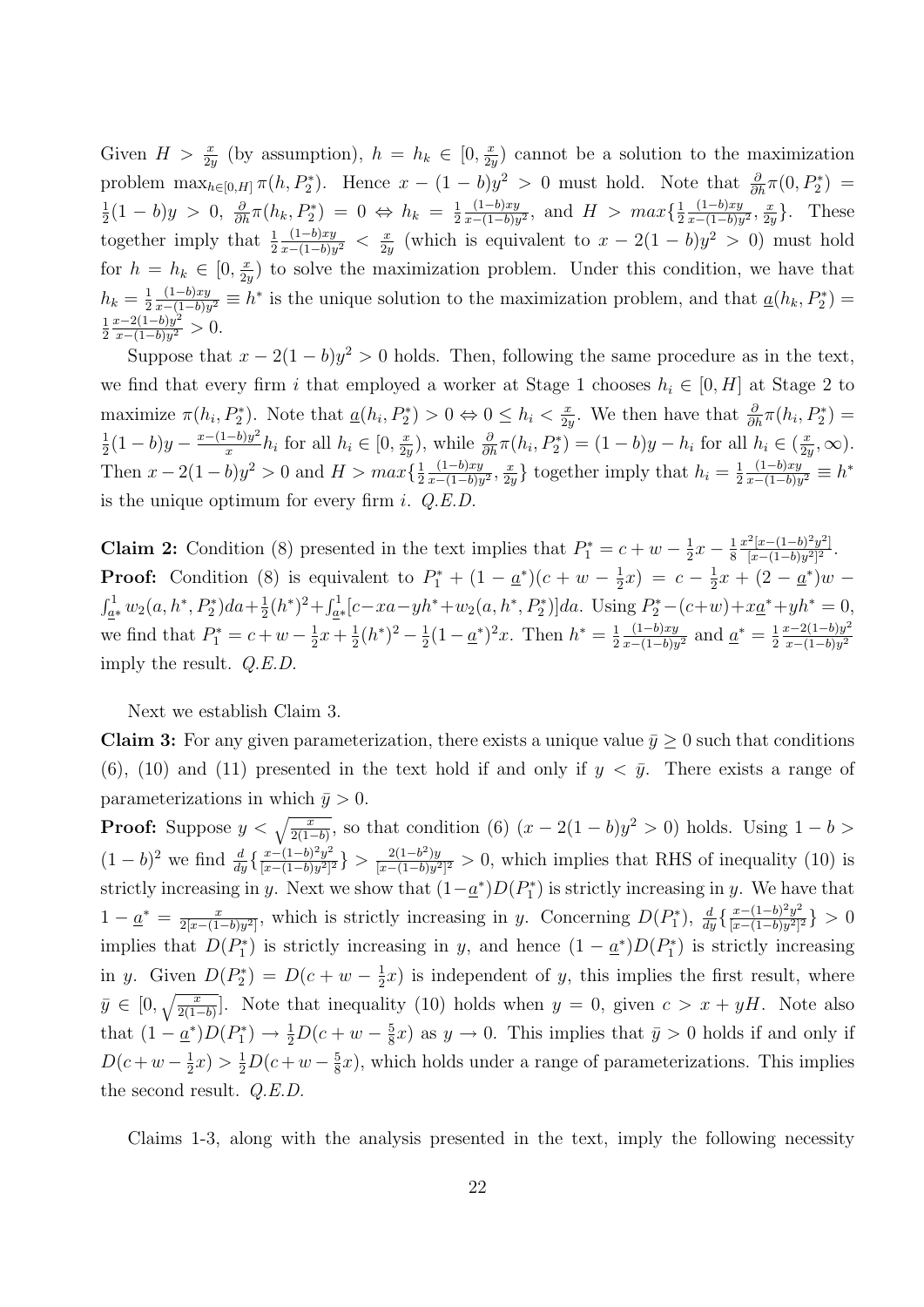Given $H > \frac{x}{2y}$ (by assumption), $h = h_k \in [0, \frac{x}{2y})$ cannot be a solution to the maximization problem $\max_{h\in[0,H]} \pi(h, P_2^*)$. Hence $x - (1-b)y^2 > 0$ must hold. Note that $\frac{\partial}{\partial h}\pi(0, P_2^*) = \frac{1}{2}(1-b)y > 0$, $\frac{\partial}{\partial h}\pi(h_k, P_2^*) = 0 \Leftrightarrow h_k = \frac{1}{2}\frac{(1-b)xy}{x-(1-b)y^2}$, and $H > max\{\frac{1}{2}\frac{(1-b)xy}{x-(1-b)y^2}, \frac{x}{2y}\}$. These together imply that $\frac{1}{2}\frac{(1-b)xy}{x-(1-b)y^2} < \frac{x}{2y}$ (which is equivalent to $x - 2(1-b)y^2 > 0$) must hold for $h = h_k \in [0, \frac{x}{2y})$ to solve the maximization problem. Under this condition, we have that $h_k = \frac{1}{2}\frac{(1-b)xy}{x-(1-b)y^2} \equiv h^*$ is the unique solution to the maximization problem, and that $\underline{a}(h_k, P_2^*) = \frac{1}{2}\frac{x-2(1-b)y^2}{x-(1-b)y^2} > 0$.

Suppose that $x - 2(1-b)y^2 > 0$ holds. Then, following the same procedure as in the text, we find that every firm $i$ that employed a worker at Stage 1 chooses $h_i \in [0, H]$ at Stage 2 to maximize $\pi(h_i, P_2^*)$. Note that $\underline{a}(h_i, P_2^*) > 0 \Leftrightarrow 0 \le h_i < \frac{x}{2y}$. We then have that $\frac{\partial}{\partial h}\pi(h_i, P_2^*) = \frac{1}{2}(1-b)y - \frac{x-(1-b)y^2}{x}h_i$ for all $h_i \in [0, \frac{x}{2y})$, while $\frac{\partial}{\partial h}\pi(h_i, P_2^*) = (1-b)y - h_i$ for all $h_i \in (\frac{x}{2y}, \infty)$. Then $x - 2(1-b)y^2 > 0$ and $H > max\{\frac{1}{2}\frac{(1-b)xy}{x-(1-b)y^2}, \frac{x}{2y}\}$ together imply that $h_i = \frac{1}{2}\frac{(1-b)xy}{x-(1-b)y^2} \equiv h^*$ is the unique optimum for every firm $i$. *Q.E.D.*

**Claim 2:** Condition (8) presented in the text implies that $P_1^* = c + w - \frac{1}{2}x - \frac{1}{8}\frac{x^2[x-(1-b)^2y^2]}{[x-(1-b)y^2]^2}$.

**Proof:** Condition (8) is equivalent to $P_1^* + (1-\underline{a}^*)(c + w - \frac{1}{2}x) = c - \frac{1}{2}x + (2-\underline{a}^*)w - \int_{\underline{a}^*}^1 w_2(a, h^*, P_2^*)da + \frac{1}{2}(h^*)^2 + \int_{\underline{a}^*}^1 [c - xa - yh^* + w_2(a, h^*, P_2^*)]da$. Using $P_2^* - (c+w) + x\underline{a}^* + yh^* = 0$, we find that $P_1^* = c + w - \frac{1}{2}x + \frac{1}{2}(h^*)^2 - \frac{1}{2}(1-\underline{a}^*)^2 x$. Then $h^* = \frac{1}{2}\frac{(1-b)xy}{x-(1-b)y^2}$ and $\underline{a}^* = \frac{1}{2}\frac{x-2(1-b)y^2}{x-(1-b)y^2}$ imply the result. *Q.E.D.*

Next we establish Claim 3.

**Claim 3:** For any given parameterization, there exists a unique value $\bar{y} \ge 0$ such that conditions (6), (10) and (11) presented in the text hold if and only if $y < \bar{y}$. There exists a range of parameterizations in which $\bar{y} > 0$.

**Proof:** Suppose $y < \sqrt{\frac{x}{2(1-b)}}$, so that condition (6) ($x - 2(1-b)y^2 > 0$) holds. Using $1 - b > (1-b)^2$ we find $\frac{d}{dy}\{\frac{x-(1-b)^2y^2}{[x-(1-b)y^2]^2}\} > \frac{2(1-b^2)y}{[x-(1-b)y^2]^2} > 0$, which implies that RHS of inequality (10) is strictly increasing in $y$. Next we show that $(1-\underline{a}^*)D(P_1^*)$ is strictly increasing in $y$. We have that $1 - \underline{a}^* = \frac{x}{2[x-(1-b)y^2]}$, which is strictly increasing in $y$. Concerning $D(P_1^*)$, $\frac{d}{dy}\{\frac{x-(1-b)^2y^2}{[x-(1-b)y^2]^2}\} > 0$ implies that $D(P_1^*)$ is strictly increasing in $y$, and hence $(1-\underline{a}^*)D(P_1^*)$ is strictly increasing in $y$. Given $D(P_2^*) = D(c + w - \frac{1}{2}x)$ is independent of $y$, this implies the first result, where $\bar{y} \in [0, \sqrt{\frac{x}{2(1-b)}}]$. Note that inequality (10) holds when $y = 0$, given $c > x + yH$. Note also that $(1-\underline{a}^*)D(P_1^*) \to \frac{1}{2}D(c + w - \frac{5}{8}x)$ as $y \to 0$. This implies that $\bar{y} > 0$ holds if and only if $D(c + w - \frac{1}{2}x) > \frac{1}{2}D(c + w - \frac{5}{8}x)$, which holds under a range of parameterizations. This implies the second result. *Q.E.D.*

Claims 1-3, along with the analysis presented in the text, imply the following necessity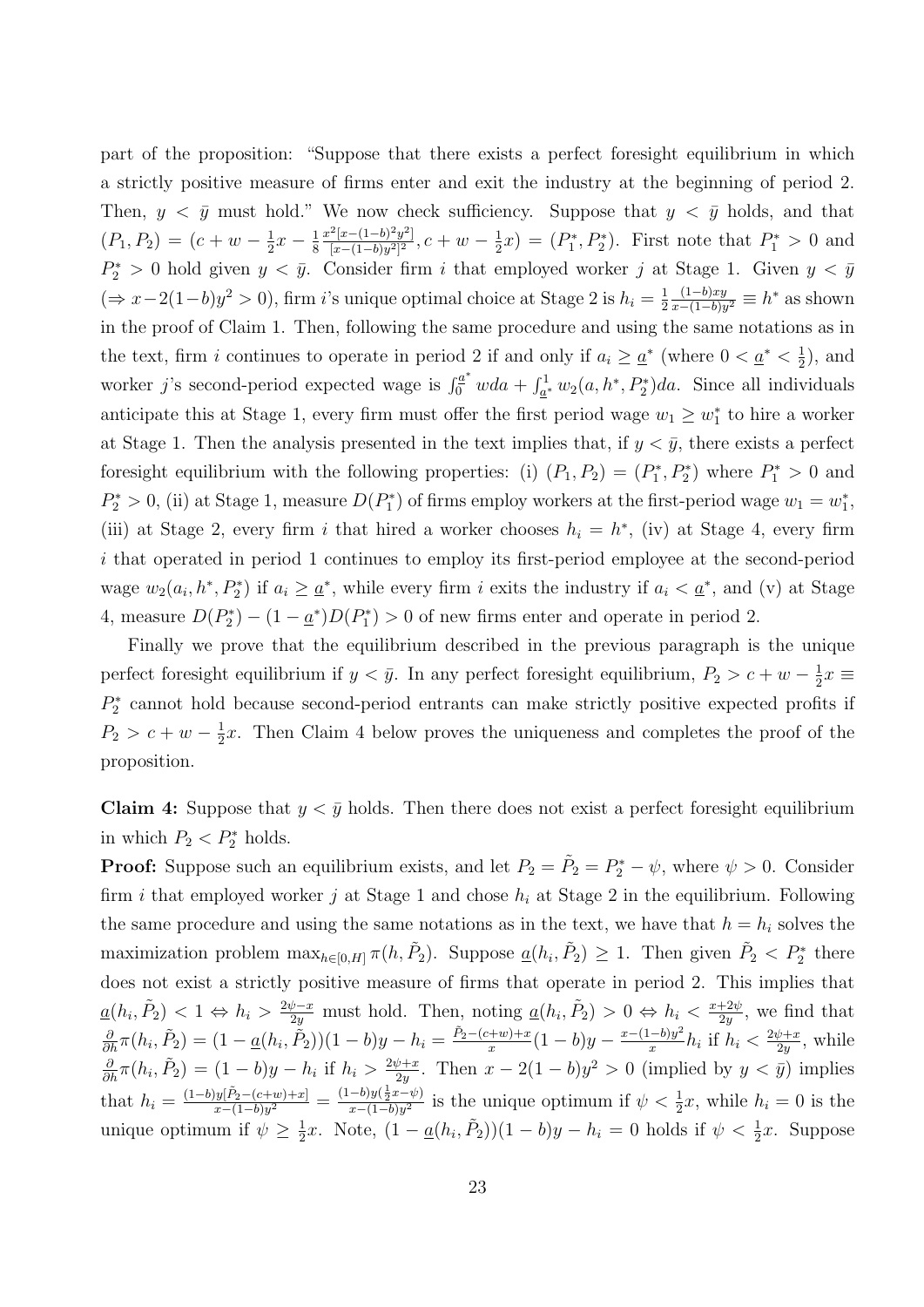part of the proposition: "Suppose that there exists a perfect foresight equilibrium in which a strictly positive measure of firms enter and exit the industry at the beginning of period 2. Then, $y < \bar{y}$ must hold." We now check sufficiency. Suppose that $y < \bar{y}$ holds, and that $(P_1, P_2) = (c + w - \frac{1}{2}x - \frac{1}{8}\frac{x^2[x-(1-b)^2y^2]}{[x-(1-b)y^2]^2}, c + w - \frac{1}{2}x) = (P_1^*, P_2^*)$. First note that $P_1^* > 0$ and $P_2^* > 0$ hold given $y < \bar{y}$. Consider firm $i$ that employed worker $j$ at Stage 1. Given $y < \bar{y}$ $(\Rightarrow x - 2(1-b)y^2 > 0)$, firm $i$'s unique optimal choice at Stage 2 is $h_i = \frac{1}{2}\frac{(1-b)xy}{x-(1-b)y^2} \equiv h^*$ as shown in the proof of Claim 1. Then, following the same procedure and using the same notations as in the text, firm $i$ continues to operate in period 2 if and only if $a_i \geq \underline{a}^*$ (where $0 < \underline{a}^* < \frac{1}{2}$), and worker $j$'s second-period expected wage is $\int_0^{\underline{a}^*} w da + \int_{\underline{a}^*}^1 w_2(a, h^*, P_2^*) da$. Since all individuals anticipate this at Stage 1, every firm must offer the first period wage $w_1 \geq w_1^*$ to hire a worker at Stage 1. Then the analysis presented in the text implies that, if $y < \bar{y}$, there exists a perfect foresight equilibrium with the following properties: (i) $(P_1, P_2) = (P_1^*, P_2^*)$ where $P_1^* > 0$ and $P_2^* > 0$, (ii) at Stage 1, measure $D(P_1^*)$ of firms employ workers at the first-period wage $w_1 = w_1^*$, (iii) at Stage 2, every firm $i$ that hired a worker chooses $h_i = h^*$, (iv) at Stage 4, every firm $i$ that operated in period 1 continues to employ its first-period employee at the second-period wage $w_2(a_i, h^*, P_2^*)$ if $a_i \geq \underline{a}^*$, while every firm $i$ exits the industry if $a_i < \underline{a}^*$, and (v) at Stage 4, measure $D(P_2^*) - (1 - \underline{a}^*)D(P_1^*) > 0$ of new firms enter and operate in period 2.

Finally we prove that the equilibrium described in the previous paragraph is the unique perfect foresight equilibrium if $y < \bar{y}$. In any perfect foresight equilibrium, $P_2 > c + w - \frac{1}{2}x \equiv P_2^*$ cannot hold because second-period entrants can make strictly positive expected profits if $P_2 > c + w - \frac{1}{2}x$. Then Claim 4 below proves the uniqueness and completes the proof of the proposition.

**Claim 4:** Suppose that $y < \bar{y}$ holds. Then there does not exist a perfect foresight equilibrium in which $P_2 < P_2^*$ holds.

**Proof:** Suppose such an equilibrium exists, and let $P_2 = \tilde{P}_2 = P_2^* - \psi$, where $\psi > 0$. Consider firm $i$ that employed worker $j$ at Stage 1 and chose $h_i$ at Stage 2 in the equilibrium. Following the same procedure and using the same notations as in the text, we have that $h = h_i$ solves the maximization problem $\max_{h \in [0,H]} \pi(h, \tilde{P}_2)$. Suppose $\underline{a}(h_i, \tilde{P}_2) \geq 1$. Then given $\tilde{P}_2 < P_2^*$ there does not exist a strictly positive measure of firms that operate in period 2. This implies that $\underline{a}(h_i, \tilde{P}_2) < 1 \Leftrightarrow h_i > \frac{2\psi - x}{2y}$ must hold. Then, noting $\underline{a}(h_i, \tilde{P}_2) > 0 \Leftrightarrow h_i < \frac{x+2\psi}{2y}$, we find that $\frac{\partial}{\partial h}\pi(h_i, \tilde{P}_2) = (1 - \underline{a}(h_i, \tilde{P}_2))(1-b)y - h_i = \frac{\tilde{P}_2 - (c+w) + x}{x}(1-b)y - \frac{x-(1-b)y^2}{x}h_i$ if $h_i < \frac{2\psi + x}{2y}$, while $\frac{\partial}{\partial h}\pi(h_i, \tilde{P}_2) = (1-b)y - h_i$ if $h_i > \frac{2\psi + x}{2y}$. Then $x - 2(1-b)y^2 > 0$ (implied by $y < \bar{y}$) implies that $h_i = \frac{(1-b)y[\tilde{P}_2 - (c+w) + x]}{x - (1-b)y^2} = \frac{(1-b)y(\frac{1}{2}x - \psi)}{x-(1-b)y^2}$ is the unique optimum if $\psi < \frac{1}{2}x$, while $h_i = 0$ is the unique optimum if $\psi \geq \frac{1}{2}x$. Note, $(1 - \underline{a}(h_i, \tilde{P}_2))(1-b)y - h_i = 0$ holds if $\psi < \frac{1}{2}x$. Suppose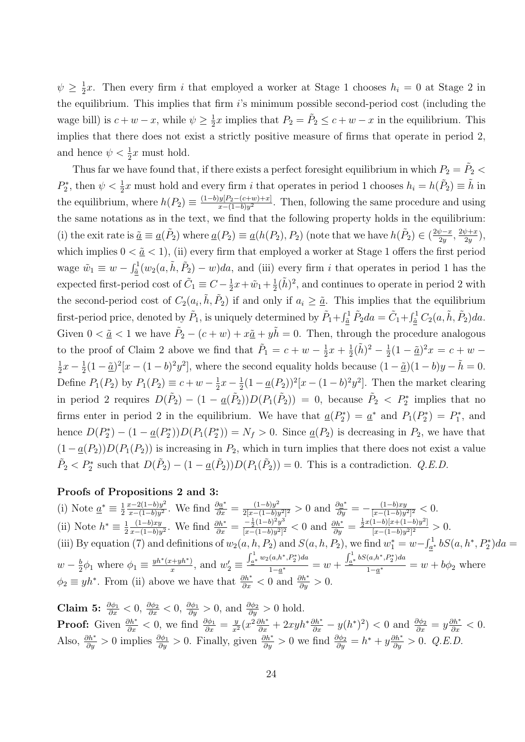$\psi \geq \frac{1}{2}x$. Then every firm $i$ that employed a worker at Stage 1 chooses $h_i = 0$ at Stage 2 in the equilibrium. This implies that firm $i$'s minimum possible second-period cost (including the wage bill) is $c + w - x$, while $\psi \geq \frac{1}{2}x$ implies that $P_2 = \tilde{P}_2 \leq c + w - x$ in the equilibrium. This implies that there does not exist a strictly positive measure of firms that operate in period 2, and hence $\psi < \frac{1}{2}x$ must hold.

Thus far we have found that, if there exists a perfect foresight equilibrium in which $P_2 = \tilde{P}_2 < P_2^*$, then $\psi < \frac{1}{2}x$ must hold and every firm $i$ that operates in period 1 chooses $h_i = h(\tilde{P}_2) \equiv \tilde{h}$ in the equilibrium, where $h(P_2) \equiv \frac{(1-b)y[P_2-(c+w)+x]}{x-(1-b)y^2}$. Then, following the same procedure and using the same notations as in the text, we find that the following property holds in the equilibrium: (i) the exit rate is $\tilde{\underline{a}} \equiv \underline{a}(\tilde{P}_2)$ where $\underline{a}(P_2) \equiv \underline{a}(h(P_2), P_2)$ (note that we have $h(\tilde{P}_2) \in (\frac{2\psi-x}{2y}, \frac{2\psi+x}{2y})$, which implies $0 < \tilde{\underline{a}} < 1$), (ii) every firm that employed a worker at Stage 1 offers the first period wage $\tilde{w}_1 \equiv w - \int_{\tilde{\underline{a}}}^1 (w_2(a, \tilde{h}, \tilde{P}_2) - w)da$, and (iii) every firm $i$ that operates in period 1 has the expected first-period cost of $\tilde{C}_1 \equiv C - \frac{1}{2}x + \tilde{w}_1 + \frac{1}{2}(\tilde{h})^2$, and continues to operate in period 2 with the second-period cost of $C_2(a_i, \tilde{h}, \tilde{P}_2)$ if and only if $a_i \geq \tilde{\underline{a}}$. This implies that the equilibrium first-period price, denoted by $\tilde{P}_1$, is uniquely determined by $\tilde{P}_1 + \int_{\tilde{\underline{a}}}^1 \tilde{P}_2 da = \tilde{C}_1 + \int_{\tilde{\underline{a}}}^1 C_2(a, \tilde{h}, \tilde{P}_2)da$. Given $0 < \tilde{\underline{a}} < 1$ we have $\tilde{P}_2 - (c+w) + x\tilde{\underline{a}} + y\tilde{h} = 0$. Then, through the procedure analogous to the proof of Claim 2 above we find that $\tilde{P}_1 = c + w - \frac{1}{2}x + \frac{1}{2}(\tilde{h})^2 - \frac{1}{2}(1-\tilde{\underline{a}})^2 x = c + w - \frac{1}{2}x - \frac{1}{2}(1-\tilde{\underline{a}})^2[x - (1-b)^2y^2]$, where the second equality holds because $(1-\tilde{\underline{a}})(1-b)y - \tilde{h} = 0$. Define $P_1(P_2)$ by $P_1(P_2) \equiv c + w - \frac{1}{2}x - \frac{1}{2}(1-\underline{a}(P_2))^2[x - (1-b)^2y^2]$. Then the market clearing in period 2 requires $D(\tilde{P}_2) - (1 - \underline{a}(\tilde{P}_2))D(P_1(\tilde{P}_2)) = 0$, because $\tilde{P}_2 < P_2^*$ implies that no firms enter in period 2 in the equilibrium. We have that $\underline{a}(P_2^*) = \underline{a}^*$ and $P_1(P_2^*) = P_1^*$, and hence $D(P_2^*) - (1 - \underline{a}(P_2^*))D(P_1(P_2^*)) = N_f > 0$. Since $\underline{a}(P_2)$ is decreasing in $P_2$, we have that $(1 - \underline{a}(P_2))D(P_1(P_2))$ is increasing in $P_2$, which in turn implies that there does not exist a value $\tilde{P}_2 < P_2^*$ such that $D(\tilde{P}_2) - (1 - \underline{a}(\tilde{P}_2))D(P_1(\tilde{P}_2)) = 0$. This is a contradiction. *Q.E.D.*

**Proofs of Propositions 2 and 3:**

(i) Note $\underline{a}^* \equiv \frac{1}{2}\frac{x-2(1-b)y^2}{x-(1-b)y^2}$. We find $\frac{\partial \underline{a}^*}{\partial x} = \frac{(1-b)y^2}{2[x-(1-b)y^2]^2} > 0$ and $\frac{\partial \underline{a}^*}{\partial y} = -\frac{(1-b)xy}{[x-(1-b)y^2]^2} < 0$.

(ii) Note $h^* \equiv \frac{1}{2}\frac{(1-b)xy}{x-(1-b)y^2}$. We find $\frac{\partial h^*}{\partial x} = \frac{-\frac{1}{2}(1-b)^2y^3}{[x-(1-b)y^2]^2} < 0$ and $\frac{\partial h^*}{\partial y} = \frac{\frac{1}{2}x(1-b)[x+(1-b)y^2]}{[x-(1-b)y^2]^2} > 0$.

(iii) By equation (7) and definitions of $w_2(a, h, P_2)$ and $S(a, h, P_2)$, we find $w_1^* = w - \int_{\underline{a}^*}^1 bS(a, h^*, P_2^*)da = w - \frac{b}{2}\phi_1$ where $\phi_1 \equiv \frac{yh^*(x+yh^*)}{x}$, and $w_2' \equiv \frac{\int_{\underline{a}^*}^1 w_2(a,h^*,P_2^*)da}{1-\underline{a}^*} = w + \frac{\int_{\underline{a}^*}^1 bS(a,h^*,P_2^*)da}{1-\underline{a}^*} = w + b\phi_2$ where $\phi_2 \equiv yh^*$. From (ii) above we have that $\frac{\partial h^*}{\partial x} < 0$ and $\frac{\partial h^*}{\partial y} > 0$.

**Claim 5:** $\frac{\partial \phi_1}{\partial x} < 0$, $\frac{\partial \phi_2}{\partial x} < 0$, $\frac{\partial \phi_1}{\partial y} > 0$, and $\frac{\partial \phi_2}{\partial y} > 0$ hold.

**Proof:** Given $\frac{\partial h^*}{\partial x} < 0$, we find $\frac{\partial \phi_1}{\partial x} = \frac{y}{x^2}(x^2\frac{\partial h^*}{\partial x} + 2xyh^*\frac{\partial h^*}{\partial x} - y(h^*)^2) < 0$ and $\frac{\partial \phi_2}{\partial x} = y\frac{\partial h^*}{\partial x} < 0$. Also, $\frac{\partial h^*}{\partial y} > 0$ implies $\frac{\partial \phi_1}{\partial y} > 0$. Finally, given $\frac{\partial h^*}{\partial y} > 0$ we find $\frac{\partial \phi_2}{\partial y} = h^* + y\frac{\partial h^*}{\partial y} > 0$. *Q.E.D.*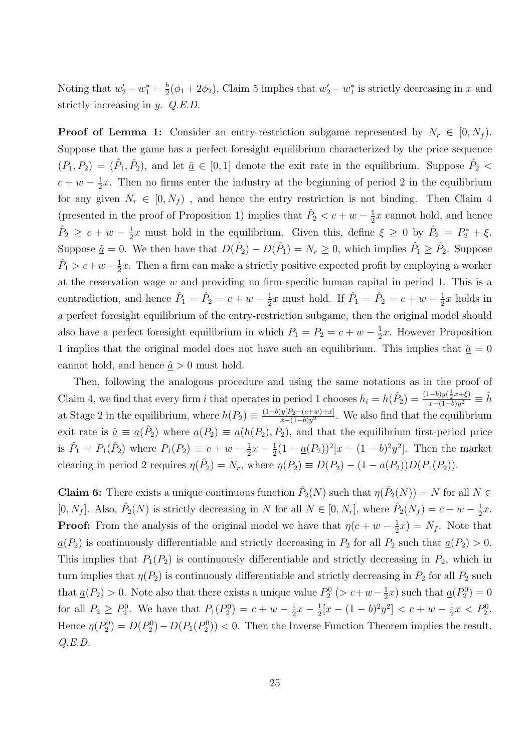Noting that $w_2' - w_1^* = \frac{b}{2}(\phi_1 + 2\phi_2)$, Claim 5 implies that $w_2' - w_1^*$ is strictly decreasing in $x$ and strictly increasing in $y$. *Q.E.D.*

**Proof of Lemma 1:** Consider an entry-restriction subgame represented by $N_r \in [0, N_f)$. Suppose that the game has a perfect foresight equilibrium characterized by the price sequence $(P_1, P_2) = (\hat{P}_1, \hat{P}_2)$, and let $\underline{\hat{a}} \in [0, 1]$ denote the exit rate in the equilibrium. Suppose $\hat{P}_2 < c + w - \frac{1}{2}x$. Then no firms enter the industry at the beginning of period 2 in the equilibrium for any given $N_r \in [0, N_f)$ , and hence the entry restriction is not binding. Then Claim 4 (presented in the proof of Proposition 1) implies that $\hat{P}_2 < c + w - \frac{1}{2}x$ cannot hold, and hence $\hat{P}_2 \geq c + w - \frac{1}{2}x$ must hold in the equilibrium. Given this, define $\xi \geq 0$ by $\hat{P}_2 = P_2^* + \xi$. Suppose $\underline{\hat{a}} = 0$. We then have that $D(\hat{P}_2) - D(\hat{P}_1) = N_r \geq 0$, which implies $\hat{P}_1 \geq \hat{P}_2$. Suppose $\hat{P}_1 > c + w - \frac{1}{2}x$. Then a firm can make a strictly positive expected profit by employing a worker at the reservation wage $w$ and providing no firm-specific human capital in period 1. This is a contradiction, and hence $\hat{P}_1 = \hat{P}_2 = c + w - \frac{1}{2}x$ must hold. If $\hat{P}_1 = \hat{P}_2 = c + w - \frac{1}{2}x$ holds in a perfect foresight equilibrium of the entry-restriction subgame, then the original model should also have a perfect foresight equilibrium in which $P_1 = P_2 = c + w - \frac{1}{2}x$. However Proposition 1 implies that the original model does not have such an equilibrium. This implies that $\underline{\hat{a}} = 0$ cannot hold, and hence $\underline{\hat{a}} > 0$ must hold.

Then, following the analogous procedure and using the same notations as in the proof of Claim 4, we find that every firm $i$ that operates in period 1 chooses $h_i = h(\hat{P}_2) = \frac{(1-b)y(\frac{1}{2}x+\xi)}{x-(1-b)y^2} \equiv \hat{h}$ at Stage 2 in the equilibrium, where $h(P_2) \equiv \frac{(1-b)y[P_2-(c+w)+x]}{x-(1-b)y^2}$. We also find that the equilibrium exit rate is $\underline{\hat{a}} \equiv \underline{a}(\hat{P}_2)$ where $\underline{a}(P_2) \equiv \underline{a}(h(P_2), P_2)$, and that the equilibrium first-period price is $\hat{P}_1 = P_1(\hat{P}_2)$ where $P_1(P_2) \equiv c + w - \frac{1}{2}x - \frac{1}{2}(1 - \underline{a}(P_2))^2[x - (1-b)^2 y^2]$. Then the market clearing in period 2 requires $\eta(\hat{P}_2) = N_r$, where $\eta(P_2) \equiv D(P_2) - (1 - \underline{a}(P_2))D(P_1(P_2))$.

**Claim 6:** There exists a unique continuous function $\hat{P}_2(N)$ such that $\eta(\hat{P}_2(N)) = N$ for all $N \in [0, N_f]$. Also, $\hat{P}_2(N)$ is strictly decreasing in $N$ for all $N \in [0, N_r]$, where $\hat{P}_2(N_f) = c + w - \frac{1}{2}x$.
**Proof:** From the analysis of the original model we have that $\eta(c + w - \frac{1}{2}x) = N_f$. Note that $\underline{a}(P_2)$ is continuously differentiable and strictly decreasing in $P_2$ for all $P_2$ such that $\underline{a}(P_2) > 0$. This implies that $P_1(P_2)$ is continuously differentiable and strictly decreasing in $P_2$, which in turn implies that $\eta(P_2)$ is continuously differentiable and strictly decreasing in $P_2$ for all $P_2$ such that $\underline{a}(P_2) > 0$. Note also that there exists a unique value $P_2^0$ ($> c + w - \frac{1}{2}x$) such that $\underline{a}(P_2^0) = 0$ for all $P_2 \geq P_2^0$. We have that $P_1(P_2^0) = c + w - \frac{1}{2}x - \frac{1}{2}[x - (1-b)^2 y^2] < c + w - \frac{1}{2}x < P_2^0$. Hence $\eta(P_2^0) = D(P_2^0) - D(P_1(P_2^0)) < 0$. Then the Inverse Function Theorem implies the result. *Q.E.D.*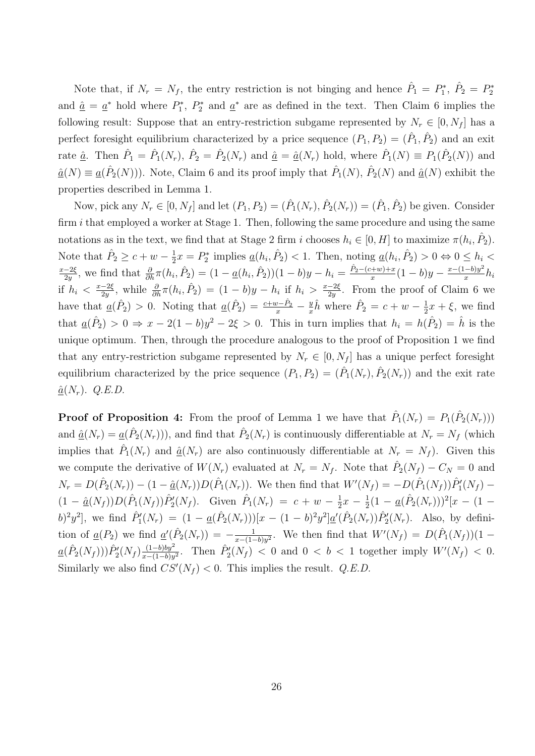Note that, if $N_r = N_f$, the entry restriction is not binging and hence $\hat{P}_1 = P_1^*$, $\hat{P}_2 = P_2^*$ and $\hat{\underline{a}} = \underline{a}^*$ hold where $P_1^*$, $P_2^*$ and $\underline{a}^*$ are as defined in the text. Then Claim 6 implies the following result: Suppose that an entry-restriction subgame represented by $N_r \in [0, N_f]$ has a perfect foresight equilibrium characterized by a price sequence $(P_1, P_2) = (\hat{P}_1, \hat{P}_2)$ and an exit rate $\hat{\underline{a}}$. Then $\hat{P}_1 = \hat{P}_1(N_r)$, $\hat{P}_2 = \hat{P}_2(N_r)$ and $\hat{\underline{a}} = \hat{\underline{a}}(N_r)$ hold, where $\hat{P}_1(N) \equiv P_1(\hat{P}_2(N))$ and $\hat{\underline{a}}(N) \equiv \underline{a}(\hat{P}_2(N)))$. Note, Claim 6 and its proof imply that $\hat{P}_1(N)$, $\hat{P}_2(N)$ and $\hat{\underline{a}}(N)$ exhibit the properties described in Lemma 1.

Now, pick any $N_r \in [0, N_f]$ and let $(P_1, P_2) = (\hat{P}_1(N_r), \hat{P}_2(N_r)) = (\hat{P}_1, \hat{P}_2)$ be given. Consider firm $i$ that employed a worker at Stage 1. Then, following the same procedure and using the same notations as in the text, we find that at Stage 2 firm $i$ chooses $h_i \in [0, H]$ to maximize $\pi(h_i, \hat{P}_2)$. Note that $\hat{P}_2 \geq c + w - \frac{1}{2}x = P_2^*$ implies $\underline{a}(h_i, \hat{P}_2) < 1$. Then, noting $\underline{a}(h_i, \hat{P}_2) > 0 \Leftrightarrow 0 \leq h_i < \frac{x - 2\xi}{2y}$, we find that $\frac{\partial}{\partial h}\pi(h_i, \hat{P}_2) = (1 - \underline{a}(h_i, \hat{P}_2))(1-b)y - h_i = \frac{\hat{P}_2 - (c+w)+x}{x}(1-b)y - \frac{x-(1-b)y^2}{x}h_i$ if $h_i < \frac{x-2\xi}{2y}$, while $\frac{\partial}{\partial h}\pi(h_i, \hat{P}_2) = (1-b)y - h_i$ if $h_i > \frac{x-2\xi}{2y}$. From the proof of Claim 6 we have that $\underline{a}(\hat{P}_2) > 0$. Noting that $\underline{a}(\hat{P}_2) = \frac{c+w-\hat{P}_2}{x} - \frac{y}{x}\hat{h}$ where $\hat{P}_2 = c + w - \frac{1}{2}x + \xi$, we find that $\underline{a}(\hat{P}_2) > 0 \Rightarrow x - 2(1-b)y^2 - 2\xi > 0$. This in turn implies that $h_i = h(\hat{P}_2) = \hat{h}$ is the unique optimum. Then, through the procedure analogous to the proof of Proposition 1 we find that any entry-restriction subgame represented by $N_r \in [0, N_f]$ has a unique perfect foresight equilibrium characterized by the price sequence $(P_1, P_2) = (\hat{P}_1(N_r), \hat{P}_2(N_r))$ and the exit rate $\hat{\underline{a}}(N_r)$. *Q.E.D.*

**Proof of Proposition 4:** From the proof of Lemma 1 we have that $\hat{P}_1(N_r) = P_1(\hat{P}_2(N_r)))$ and $\hat{\underline{a}}(N_r) = \underline{a}(\hat{P}_2(N_r)))$, and find that $\hat{P}_2(N_r)$ is continuously differentiable at $N_r = N_f$ (which implies that $\hat{P}_1(N_r)$ and $\hat{\underline{a}}(N_r)$ are also continuously differentiable at $N_r = N_f$). Given this we compute the derivative of $W(N_r)$ evaluated at $N_r = N_f$. Note that $\hat{P}_2(N_f) - C_N = 0$ and $N_r = D(\hat{P}_2(N_r)) - (1 - \hat{\underline{a}}(N_r))D(\hat{P}_1(N_r))$. We then find that $W'(N_f) = -D(\hat{P}_1(N_f))\hat{P}_1'(N_f) - (1 - \hat{\underline{a}}(N_f))D(\hat{P}_1(N_f))\hat{P}_2'(N_f)$. Given $\hat{P}_1(N_r) = c + w - \frac{1}{2}x - \frac{1}{2}(1 - \underline{a}(\hat{P}_2(N_r)))^2[x - (1-b)^2y^2]$, we find $\hat{P}_1'(N_r) = (1 - \underline{a}(\hat{P}_2(N_r)))[x - (1-b)^2y^2]\underline{a}'(\hat{P}_2(N_r))\hat{P}_2'(N_r)$. Also, by definition of $\underline{a}(P_2)$ we find $\underline{a}'(\hat{P}_2(N_r)) = -\frac{1}{x-(1-b)y^2}$. We then find that $W'(N_f) = D(\hat{P}_1(N_f))(1 - \underline{a}(\hat{P}_2(N_f)))\hat{P}_2'(N_f)\frac{(1-b)by^2}{x-(1-b)y^2}$. Then $\hat{P}_2'(N_f) < 0$ and $0 < b < 1$ together imply $W'(N_f) < 0$. Similarly we also find $CS'(N_f) < 0$. This implies the result. *Q.E.D.*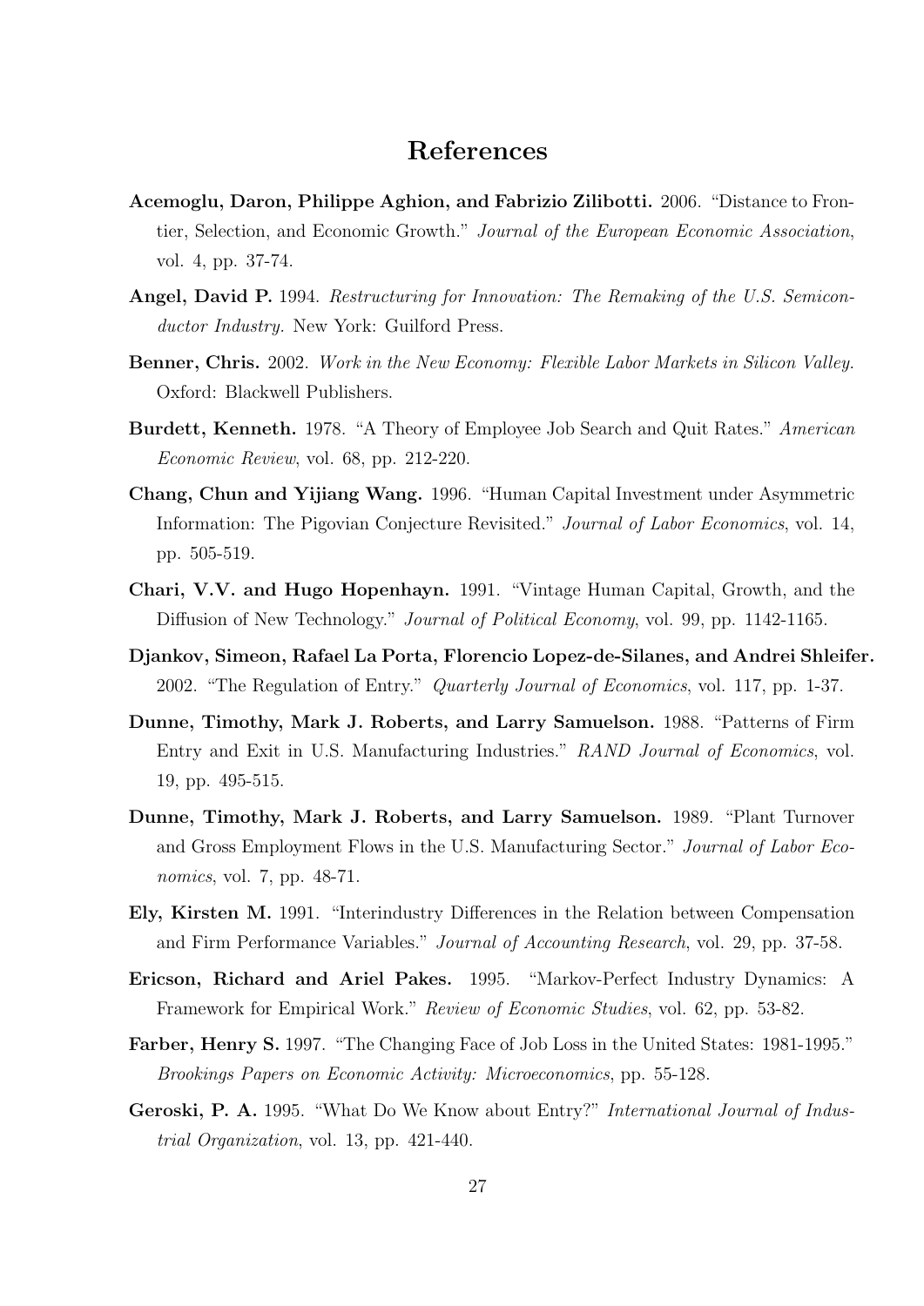# References

**Acemoglu, Daron, Philippe Aghion, and Fabrizio Zilibotti.** 2006. "Distance to Frontier, Selection, and Economic Growth." *Journal of the European Economic Association*, vol. 4, pp. 37-74.

**Angel, David P.** 1994. *Restructuring for Innovation: The Remaking of the U.S. Semiconductor Industry.* New York: Guilford Press.

**Benner, Chris.** 2002. *Work in the New Economy: Flexible Labor Markets in Silicon Valley.* Oxford: Blackwell Publishers.

**Burdett, Kenneth.** 1978. "A Theory of Employee Job Search and Quit Rates." *American Economic Review*, vol. 68, pp. 212-220.

**Chang, Chun and Yijiang Wang.** 1996. "Human Capital Investment under Asymmetric Information: The Pigovian Conjecture Revisited." *Journal of Labor Economics*, vol. 14, pp. 505-519.

**Chari, V.V. and Hugo Hopenhayn.** 1991. "Vintage Human Capital, Growth, and the Diffusion of New Technology." *Journal of Political Economy*, vol. 99, pp. 1142-1165.

**Djankov, Simeon, Rafael La Porta, Florencio Lopez-de-Silanes, and Andrei Shleifer.** 2002. "The Regulation of Entry." *Quarterly Journal of Economics*, vol. 117, pp. 1-37.

**Dunne, Timothy, Mark J. Roberts, and Larry Samuelson.** 1988. "Patterns of Firm Entry and Exit in U.S. Manufacturing Industries." *RAND Journal of Economics*, vol. 19, pp. 495-515.

**Dunne, Timothy, Mark J. Roberts, and Larry Samuelson.** 1989. "Plant Turnover and Gross Employment Flows in the U.S. Manufacturing Sector." *Journal of Labor Economics*, vol. 7, pp. 48-71.

**Ely, Kirsten M.** 1991. "Interindustry Differences in the Relation between Compensation and Firm Performance Variables." *Journal of Accounting Research*, vol. 29, pp. 37-58.

**Ericson, Richard and Ariel Pakes.** 1995. "Markov-Perfect Industry Dynamics: A Framework for Empirical Work." *Review of Economic Studies*, vol. 62, pp. 53-82.

**Farber, Henry S.** 1997. "The Changing Face of Job Loss in the United States: 1981-1995." *Brookings Papers on Economic Activity: Microeconomics*, pp. 55-128.

**Geroski, P. A.** 1995. "What Do We Know about Entry?" *International Journal of Industrial Organization*, vol. 13, pp. 421-440.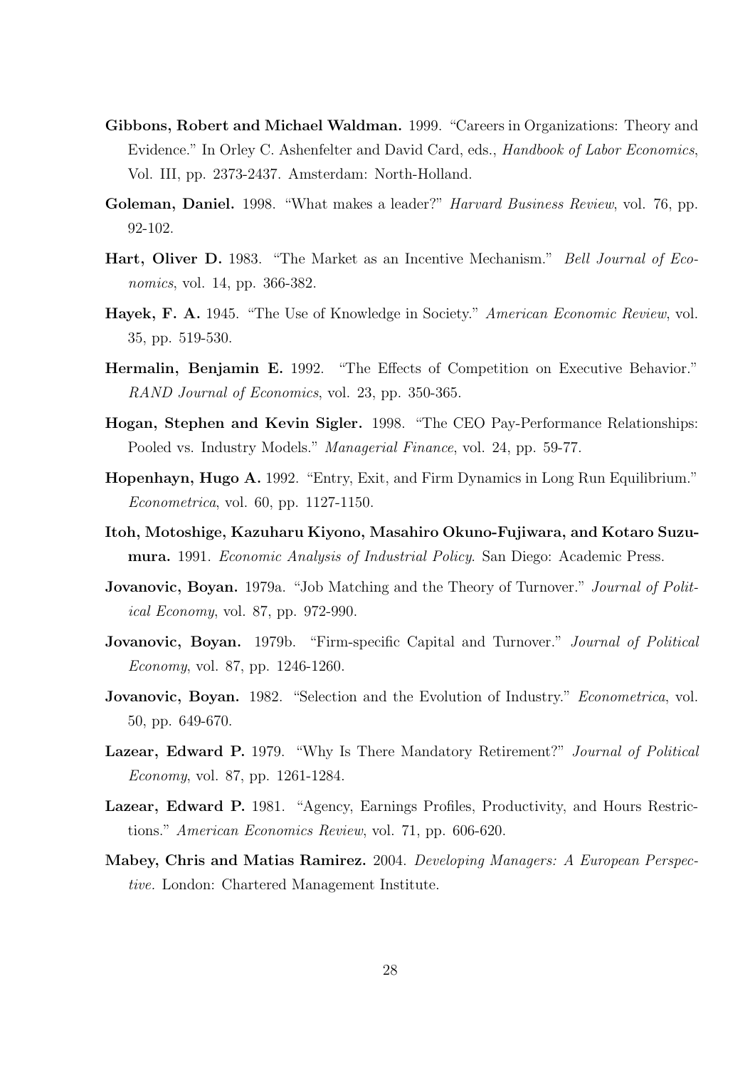**Gibbons, Robert and Michael Waldman.** 1999. "Careers in Organizations: Theory and Evidence." In Orley C. Ashenfelter and David Card, eds., *Handbook of Labor Economics*, Vol. III, pp. 2373-2437. Amsterdam: North-Holland.

**Goleman, Daniel.** 1998. "What makes a leader?" *Harvard Business Review*, vol. 76, pp. 92-102.

**Hart, Oliver D.** 1983. "The Market as an Incentive Mechanism." *Bell Journal of Economics*, vol. 14, pp. 366-382.

**Hayek, F. A.** 1945. "The Use of Knowledge in Society." *American Economic Review*, vol. 35, pp. 519-530.

**Hermalin, Benjamin E.** 1992. "The Effects of Competition on Executive Behavior." *RAND Journal of Economics*, vol. 23, pp. 350-365.

**Hogan, Stephen and Kevin Sigler.** 1998. "The CEO Pay-Performance Relationships: Pooled vs. Industry Models." *Managerial Finance*, vol. 24, pp. 59-77.

**Hopenhayn, Hugo A.** 1992. "Entry, Exit, and Firm Dynamics in Long Run Equilibrium." *Econometrica*, vol. 60, pp. 1127-1150.

**Itoh, Motoshige, Kazuharu Kiyono, Masahiro Okuno-Fujiwara, and Kotaro Suzumura.** 1991. *Economic Analysis of Industrial Policy*. San Diego: Academic Press.

**Jovanovic, Boyan.** 1979a. "Job Matching and the Theory of Turnover." *Journal of Political Economy*, vol. 87, pp. 972-990.

**Jovanovic, Boyan.** 1979b. "Firm-specific Capital and Turnover." *Journal of Political Economy*, vol. 87, pp. 1246-1260.

**Jovanovic, Boyan.** 1982. "Selection and the Evolution of Industry." *Econometrica*, vol. 50, pp. 649-670.

**Lazear, Edward P.** 1979. "Why Is There Mandatory Retirement?" *Journal of Political Economy*, vol. 87, pp. 1261-1284.

**Lazear, Edward P.** 1981. "Agency, Earnings Profiles, Productivity, and Hours Restrictions." *American Economics Review*, vol. 71, pp. 606-620.

**Mabey, Chris and Matias Ramirez.** 2004. *Developing Managers: A European Perspective.* London: Chartered Management Institute.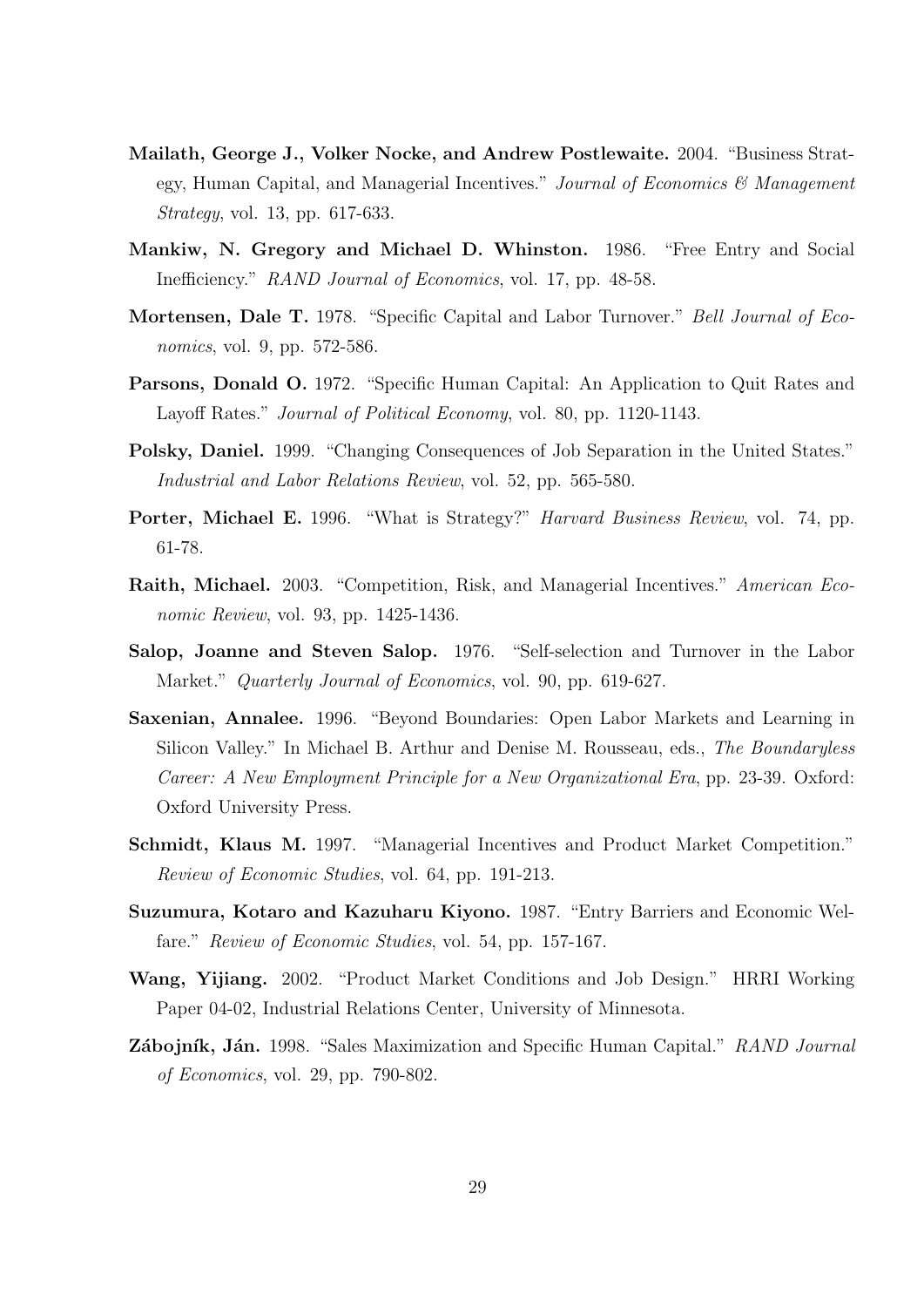**Mailath, George J., Volker Nocke, and Andrew Postlewaite.** 2004. "Business Strategy, Human Capital, and Managerial Incentives." *Journal of Economics & Management Strategy*, vol. 13, pp. 617-633.

**Mankiw, N. Gregory and Michael D. Whinston.** 1986. "Free Entry and Social Inefficiency." *RAND Journal of Economics*, vol. 17, pp. 48-58.

**Mortensen, Dale T.** 1978. "Specific Capital and Labor Turnover." *Bell Journal of Economics*, vol. 9, pp. 572-586.

**Parsons, Donald O.** 1972. "Specific Human Capital: An Application to Quit Rates and Layoff Rates." *Journal of Political Economy*, vol. 80, pp. 1120-1143.

**Polsky, Daniel.** 1999. "Changing Consequences of Job Separation in the United States." *Industrial and Labor Relations Review*, vol. 52, pp. 565-580.

**Porter, Michael E.** 1996. "What is Strategy?" *Harvard Business Review*, vol. 74, pp. 61-78.

**Raith, Michael.** 2003. "Competition, Risk, and Managerial Incentives." *American Economic Review*, vol. 93, pp. 1425-1436.

**Salop, Joanne and Steven Salop.** 1976. "Self-selection and Turnover in the Labor Market." *Quarterly Journal of Economics*, vol. 90, pp. 619-627.

**Saxenian, Annalee.** 1996. "Beyond Boundaries: Open Labor Markets and Learning in Silicon Valley." In Michael B. Arthur and Denise M. Rousseau, eds., *The Boundaryless Career: A New Employment Principle for a New Organizational Era*, pp. 23-39. Oxford: Oxford University Press.

**Schmidt, Klaus M.** 1997. "Managerial Incentives and Product Market Competition." *Review of Economic Studies*, vol. 64, pp. 191-213.

**Suzumura, Kotaro and Kazuharu Kiyono.** 1987. "Entry Barriers and Economic Welfare." *Review of Economic Studies*, vol. 54, pp. 157-167.

**Wang, Yijiang.** 2002. "Product Market Conditions and Job Design." HRRI Working Paper 04-02, Industrial Relations Center, University of Minnesota.

**Zábojník, Ján.** 1998. "Sales Maximization and Specific Human Capital." *RAND Journal of Economics*, vol. 29, pp. 790-802.